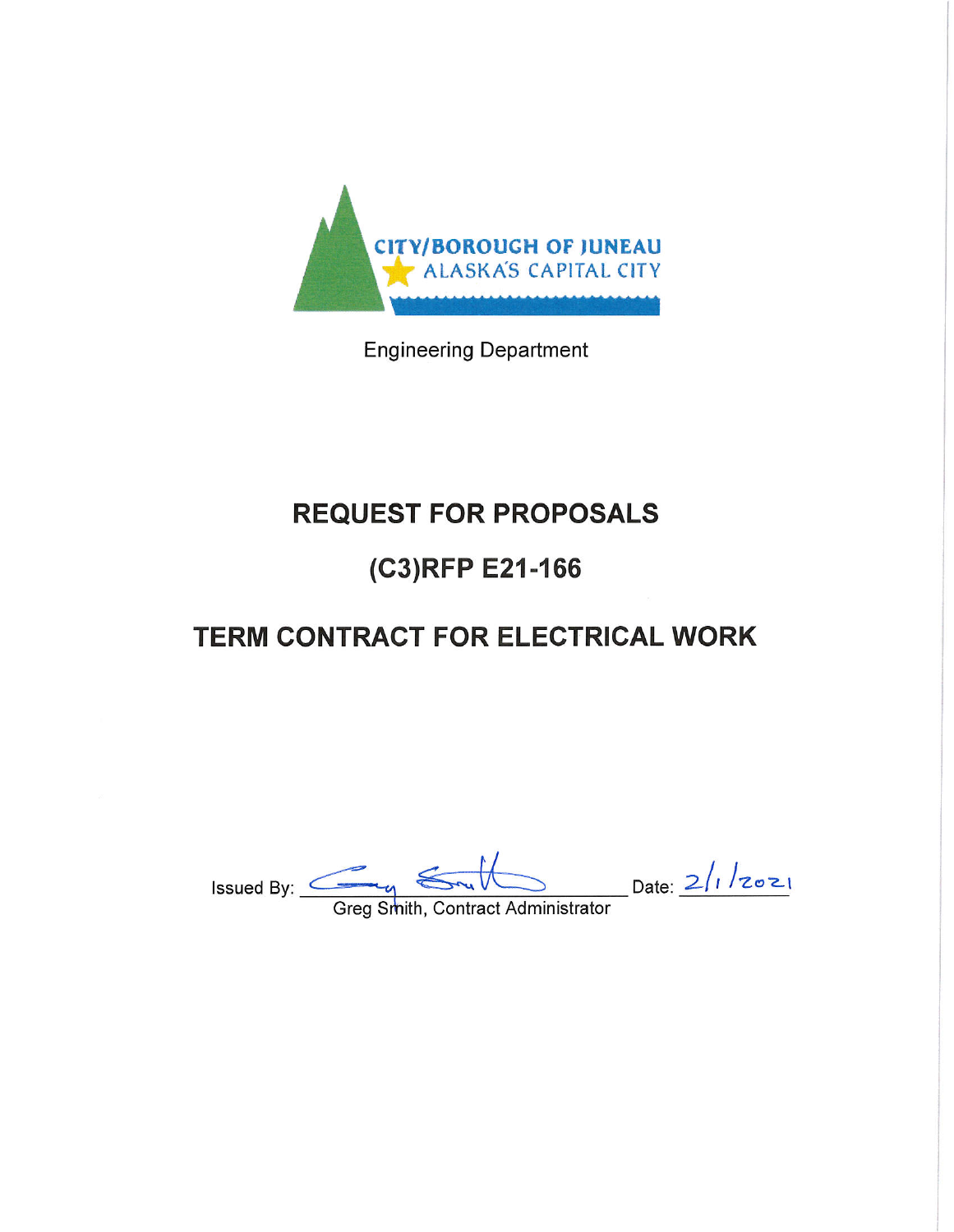CITY/BOROUGH OF JUNEAU
ALASKA'S CAPITAL CITY

Engineering Department

# REQUEST FOR PROPOSALS

# (C3)RFP E21-166

# TERM CONTRACT FOR ELECTRICAL WORK

Issued By: ______________________ Date: 2/1/2021
Greg Smith, Contract Administrator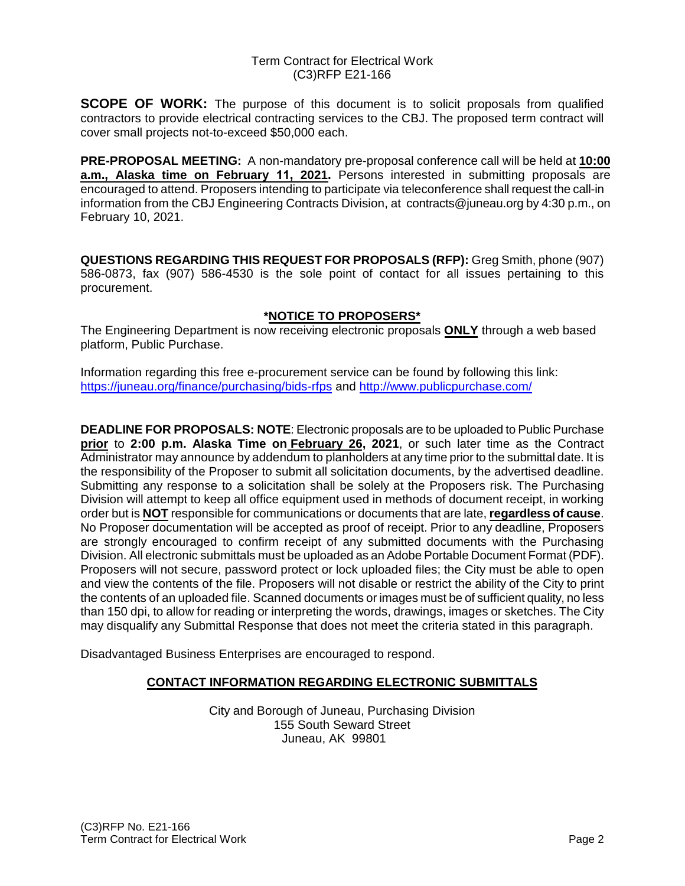Term Contract for Electrical Work
(C3)RFP E21-166

**SCOPE OF WORK:** The purpose of this document is to solicit proposals from qualified contractors to provide electrical contracting services to the CBJ. The proposed term contract will cover small projects not-to-exceed $50,000 each.

**PRE-PROPOSAL MEETING:** A non-mandatory pre-proposal conference call will be held at **10:00 a.m., Alaska time on February 11, 2021.** Persons interested in submitting proposals are encouraged to attend. Proposers intending to participate via teleconference shall request the call-in information from the CBJ Engineering Contracts Division, at contracts@juneau.org by 4:30 p.m., on February 10, 2021.

**QUESTIONS REGARDING THIS REQUEST FOR PROPOSALS (RFP):** Greg Smith, phone (907) 586-0873, fax (907) 586-4530 is the sole point of contact for all issues pertaining to this procurement.

## \*NOTICE TO PROPOSERS\*

The Engineering Department is now receiving electronic proposals **ONLY** through a web based platform, Public Purchase.

Information regarding this free e-procurement service can be found by following this link: https://juneau.org/finance/purchasing/bids-rfps and http://www.publicpurchase.com/

**DEADLINE FOR PROPOSALS: NOTE**: Electronic proposals are to be uploaded to Public Purchase **prior** to **2:00 p.m. Alaska Time on February 26, 2021**, or such later time as the Contract Administrator may announce by addendum to planholders at any time prior to the submittal date. It is the responsibility of the Proposer to submit all solicitation documents, by the advertised deadline. Submitting any response to a solicitation shall be solely at the Proposers risk. The Purchasing Division will attempt to keep all office equipment used in methods of document receipt, in working order but is **NOT** responsible for communications or documents that are late, **regardless of cause**. No Proposer documentation will be accepted as proof of receipt. Prior to any deadline, Proposers are strongly encouraged to confirm receipt of any submitted documents with the Purchasing Division. All electronic submittals must be uploaded as an Adobe Portable Document Format (PDF). Proposers will not secure, password protect or lock uploaded files; the City must be able to open and view the contents of the file. Proposers will not disable or restrict the ability of the City to print the contents of an uploaded file. Scanned documents or images must be of sufficient quality, no less than 150 dpi, to allow for reading or interpreting the words, drawings, images or sketches. The City may disqualify any Submittal Response that does not meet the criteria stated in this paragraph.

Disadvantaged Business Enterprises are encouraged to respond.

## CONTACT INFORMATION REGARDING ELECTRONIC SUBMITTALS

City and Borough of Juneau, Purchasing Division
155 South Seward Street
Juneau, AK 99801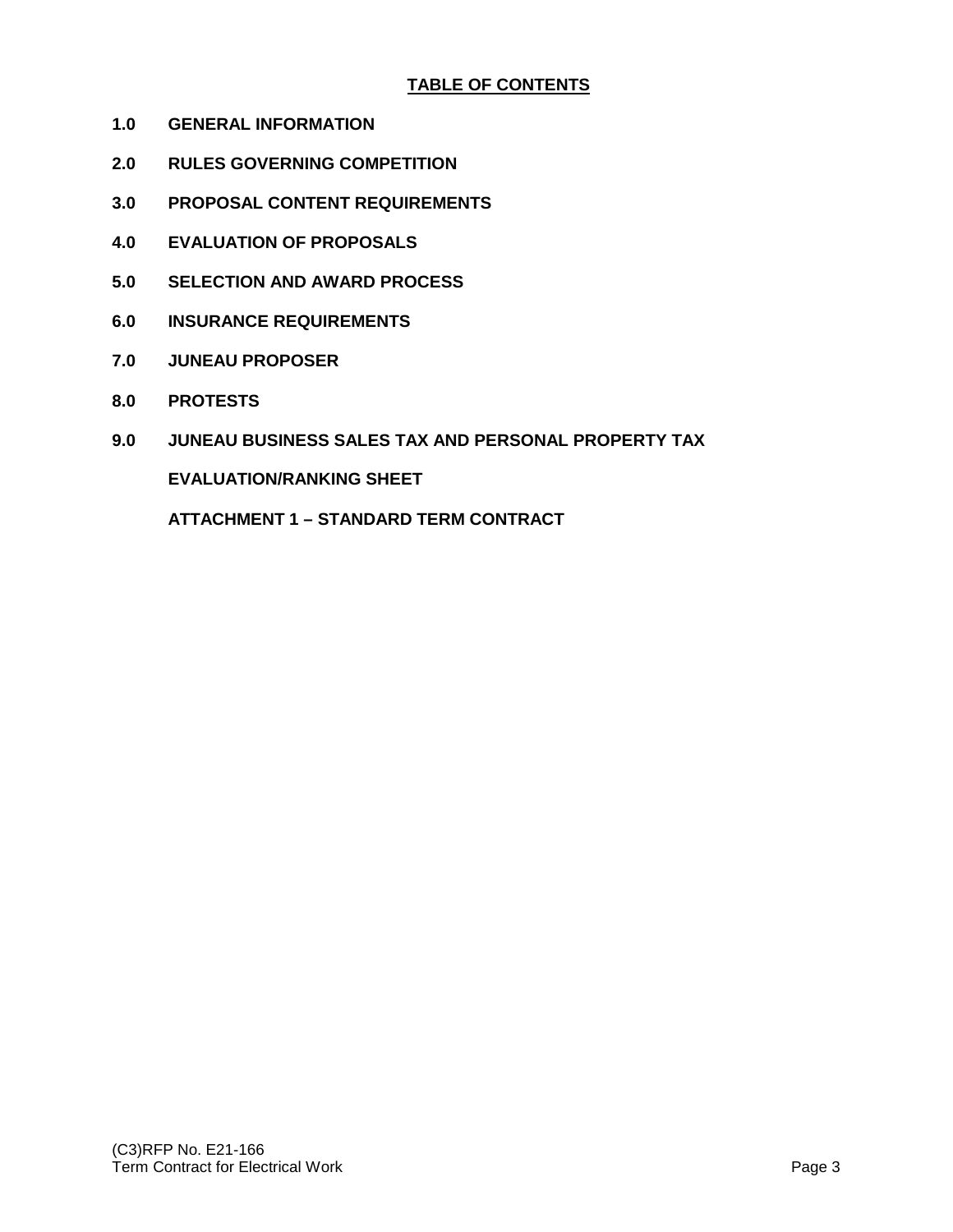## TABLE OF CONTENTS

**1.0 GENERAL INFORMATION**

**2.0 RULES GOVERNING COMPETITION**

**3.0 PROPOSAL CONTENT REQUIREMENTS**

**4.0 EVALUATION OF PROPOSALS**

**5.0 SELECTION AND AWARD PROCESS**

**6.0 INSURANCE REQUIREMENTS**

**7.0 JUNEAU PROPOSER**

**8.0 PROTESTS**

**9.0 JUNEAU BUSINESS SALES TAX AND PERSONAL PROPERTY TAX**

**EVALUATION/RANKING SHEET**

**ATTACHMENT 1 – STANDARD TERM CONTRACT**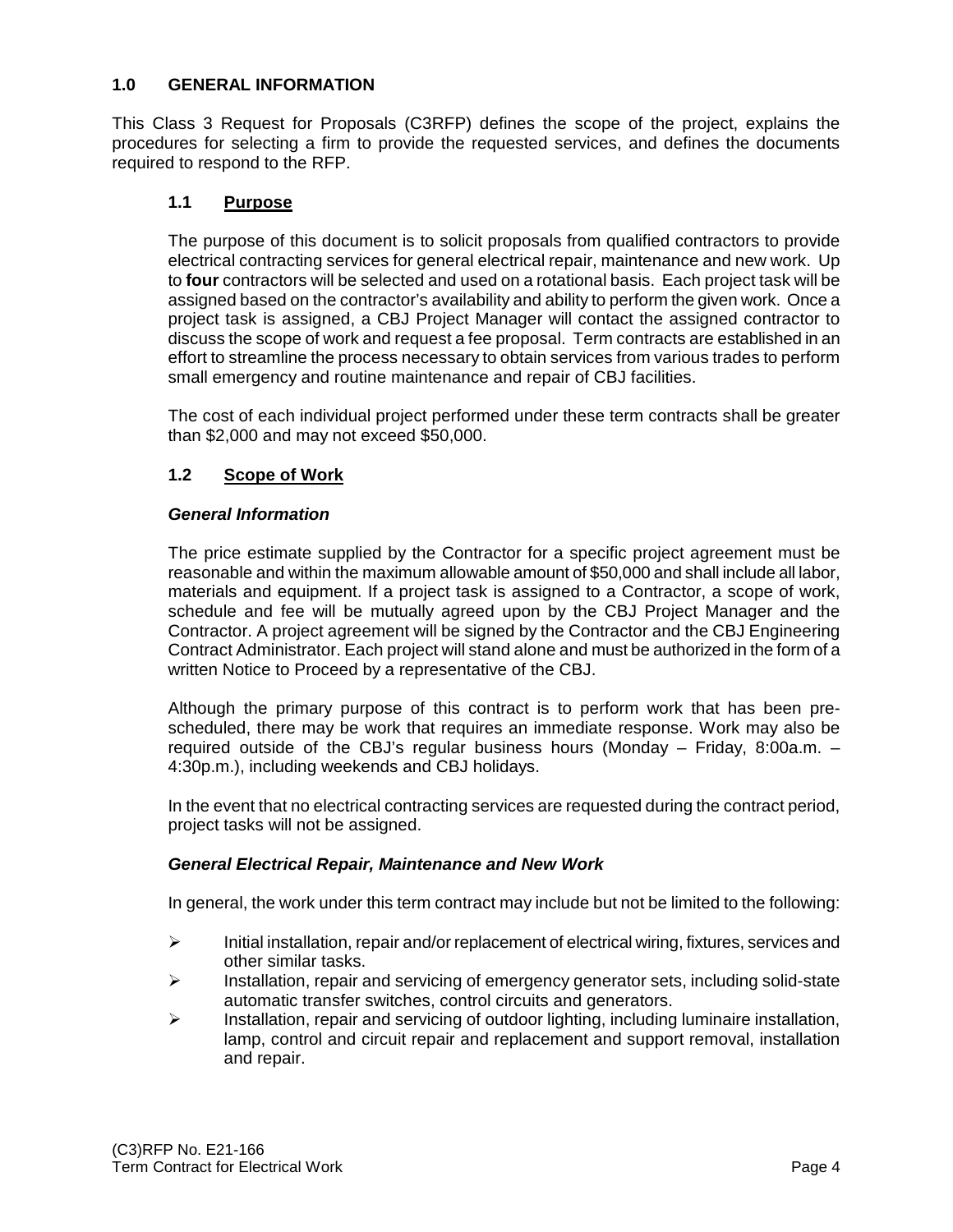## 1.0 GENERAL INFORMATION

This Class 3 Request for Proposals (C3RFP) defines the scope of the project, explains the procedures for selecting a firm to provide the requested services, and defines the documents required to respond to the RFP.

### 1.1 Purpose

The purpose of this document is to solicit proposals from qualified contractors to provide electrical contracting services for general electrical repair, maintenance and new work. Up to **four** contractors will be selected and used on a rotational basis. Each project task will be assigned based on the contractor's availability and ability to perform the given work. Once a project task is assigned, a CBJ Project Manager will contact the assigned contractor to discuss the scope of work and request a fee proposal. Term contracts are established in an effort to streamline the process necessary to obtain services from various trades to perform small emergency and routine maintenance and repair of CBJ facilities.

The cost of each individual project performed under these term contracts shall be greater than $2,000 and may not exceed $50,000.

### 1.2 Scope of Work

***General Information***

The price estimate supplied by the Contractor for a specific project agreement must be reasonable and within the maximum allowable amount of $50,000 and shall include all labor, materials and equipment. If a project task is assigned to a Contractor, a scope of work, schedule and fee will be mutually agreed upon by the CBJ Project Manager and the Contractor. A project agreement will be signed by the Contractor and the CBJ Engineering Contract Administrator. Each project will stand alone and must be authorized in the form of a written Notice to Proceed by a representative of the CBJ.

Although the primary purpose of this contract is to perform work that has been pre-scheduled, there may be work that requires an immediate response. Work may also be required outside of the CBJ's regular business hours (Monday – Friday, 8:00a.m. – 4:30p.m.), including weekends and CBJ holidays.

In the event that no electrical contracting services are requested during the contract period, project tasks will not be assigned.

***General Electrical Repair, Maintenance and New Work***

In general, the work under this term contract may include but not be limited to the following:

- Initial installation, repair and/or replacement of electrical wiring, fixtures, services and other similar tasks.
- Installation, repair and servicing of emergency generator sets, including solid-state automatic transfer switches, control circuits and generators.
- Installation, repair and servicing of outdoor lighting, including luminaire installation, lamp, control and circuit repair and replacement and support removal, installation and repair.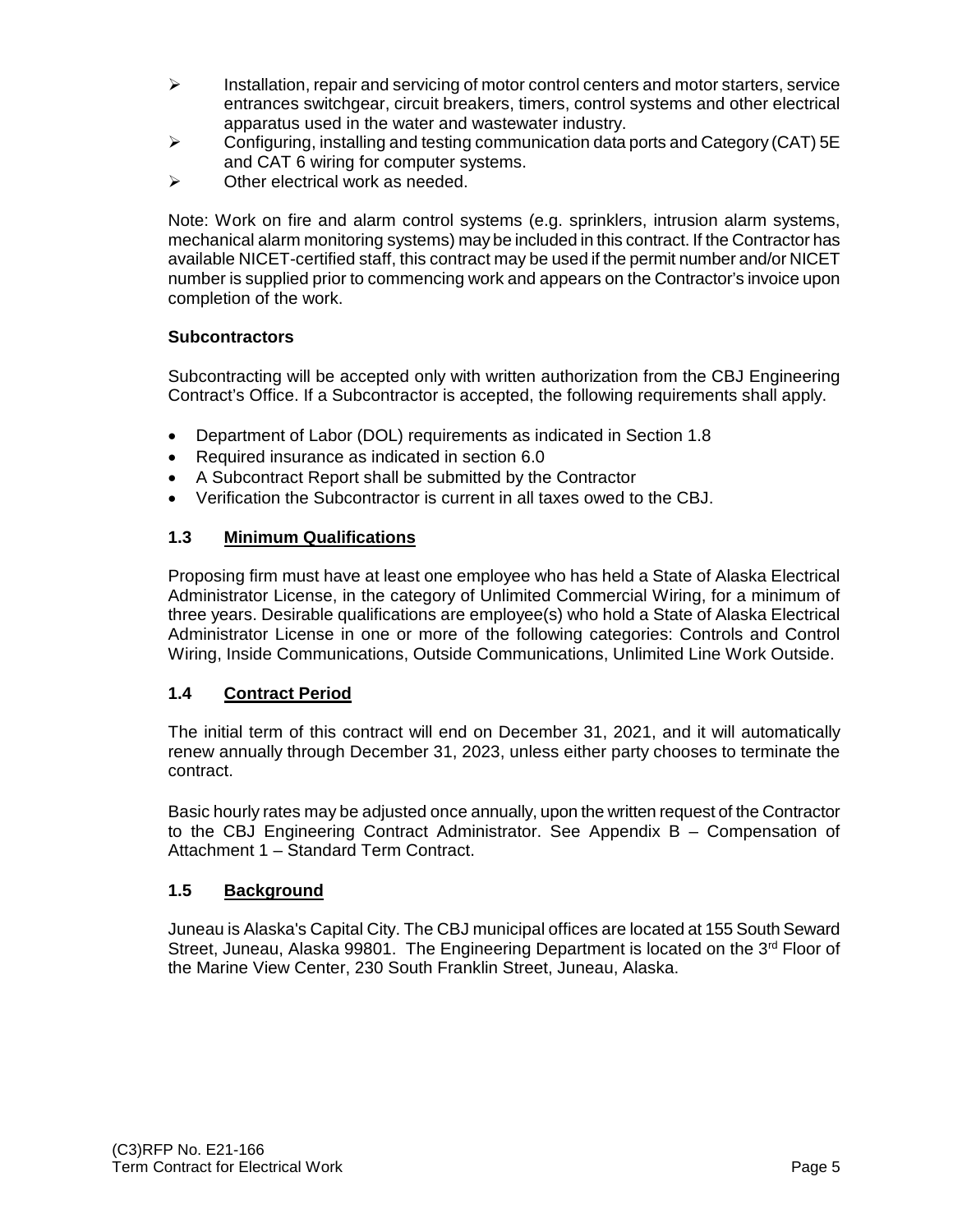- Installation, repair and servicing of motor control centers and motor starters, service entrances switchgear, circuit breakers, timers, control systems and other electrical apparatus used in the water and wastewater industry.
- Configuring, installing and testing communication data ports and Category (CAT) 5E and CAT 6 wiring for computer systems.
- Other electrical work as needed.

Note: Work on fire and alarm control systems (e.g. sprinklers, intrusion alarm systems, mechanical alarm monitoring systems) may be included in this contract. If the Contractor has available NICET-certified staff, this contract may be used if the permit number and/or NICET number is supplied prior to commencing work and appears on the Contractor's invoice upon completion of the work.

**Subcontractors**

Subcontracting will be accepted only with written authorization from the CBJ Engineering Contract's Office. If a Subcontractor is accepted, the following requirements shall apply.

- Department of Labor (DOL) requirements as indicated in Section 1.8
- Required insurance as indicated in section 6.0
- A Subcontract Report shall be submitted by the Contractor
- Verification the Subcontractor is current in all taxes owed to the CBJ.

## 1.3 Minimum Qualifications

Proposing firm must have at least one employee who has held a State of Alaska Electrical Administrator License, in the category of Unlimited Commercial Wiring, for a minimum of three years. Desirable qualifications are employee(s) who hold a State of Alaska Electrical Administrator License in one or more of the following categories: Controls and Control Wiring, Inside Communications, Outside Communications, Unlimited Line Work Outside.

## 1.4 Contract Period

The initial term of this contract will end on December 31, 2021, and it will automatically renew annually through December 31, 2023, unless either party chooses to terminate the contract.

Basic hourly rates may be adjusted once annually, upon the written request of the Contractor to the CBJ Engineering Contract Administrator. See Appendix B – Compensation of Attachment 1 – Standard Term Contract.

## 1.5 Background

Juneau is Alaska's Capital City. The CBJ municipal offices are located at 155 South Seward Street, Juneau, Alaska 99801. The Engineering Department is located on the 3rd Floor of the Marine View Center, 230 South Franklin Street, Juneau, Alaska.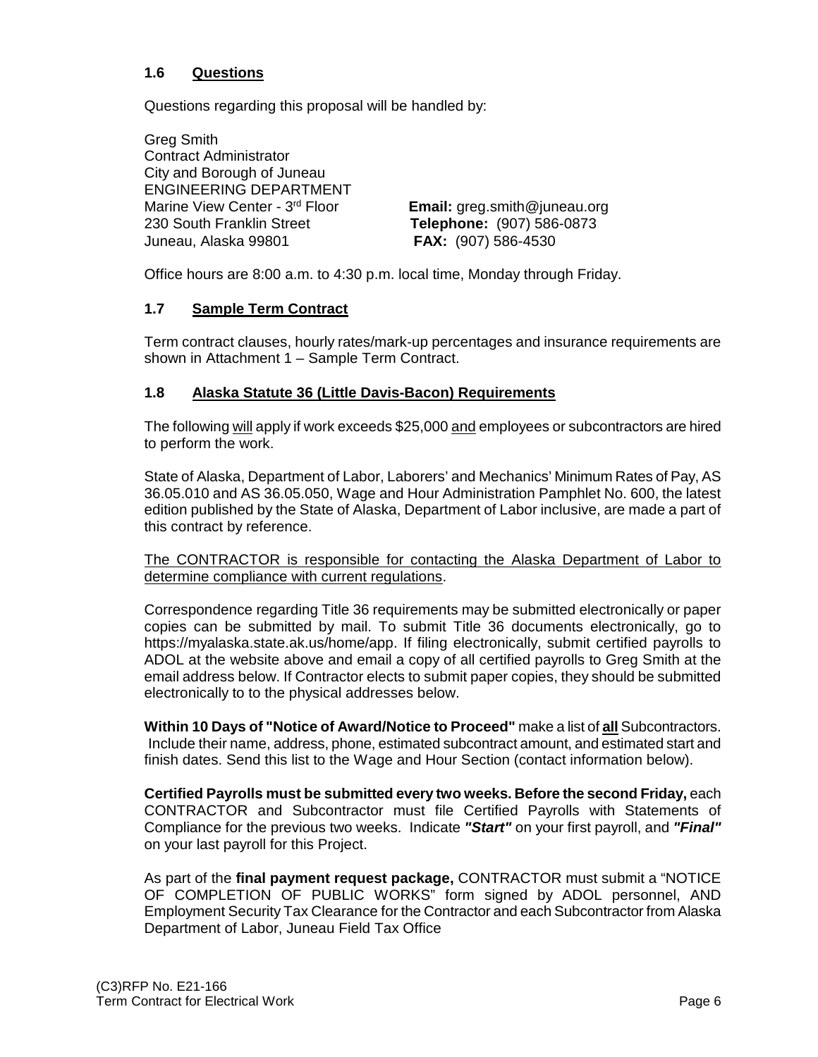## 1.6 Questions

Questions regarding this proposal will be handled by:

Greg Smith
Contract Administrator
City and Borough of Juneau
ENGINEERING DEPARTMENT
Marine View Center - 3rd Floor
230 South Franklin Street
Juneau, Alaska 99801

**Email:** greg.smith@juneau.org
**Telephone:** (907) 586-0873
**FAX:** (907) 586-4530

Office hours are 8:00 a.m. to 4:30 p.m. local time, Monday through Friday.

## 1.7 Sample Term Contract

Term contract clauses, hourly rates/mark-up percentages and insurance requirements are shown in Attachment 1 – Sample Term Contract.

## 1.8 Alaska Statute 36 (Little Davis-Bacon) Requirements

The following will apply if work exceeds $25,000 and employees or subcontractors are hired to perform the work.

State of Alaska, Department of Labor, Laborers' and Mechanics' Minimum Rates of Pay, AS 36.05.010 and AS 36.05.050, Wage and Hour Administration Pamphlet No. 600, the latest edition published by the State of Alaska, Department of Labor inclusive, are made a part of this contract by reference.

The CONTRACTOR is responsible for contacting the Alaska Department of Labor to determine compliance with current regulations.

Correspondence regarding Title 36 requirements may be submitted electronically or paper copies can be submitted by mail. To submit Title 36 documents electronically, go to https://myalaska.state.ak.us/home/app. If filing electronically, submit certified payrolls to ADOL at the website above and email a copy of all certified payrolls to Greg Smith at the email address below. If Contractor elects to submit paper copies, they should be submitted electronically to to the physical addresses below.

**Within 10 Days of "Notice of Award/Notice to Proceed"** make a list of **all** Subcontractors. Include their name, address, phone, estimated subcontract amount, and estimated start and finish dates. Send this list to the Wage and Hour Section (contact information below).

**Certified Payrolls must be submitted every two weeks. Before the second Friday,** each CONTRACTOR and Subcontractor must file Certified Payrolls with Statements of Compliance for the previous two weeks. Indicate ***"Start"*** on your first payroll, and ***"Final"*** on your last payroll for this Project.

As part of the **final payment request package,** CONTRACTOR must submit a "NOTICE OF COMPLETION OF PUBLIC WORKS" form signed by ADOL personnel, AND Employment Security Tax Clearance for the Contractor and each Subcontractor from Alaska Department of Labor, Juneau Field Tax Office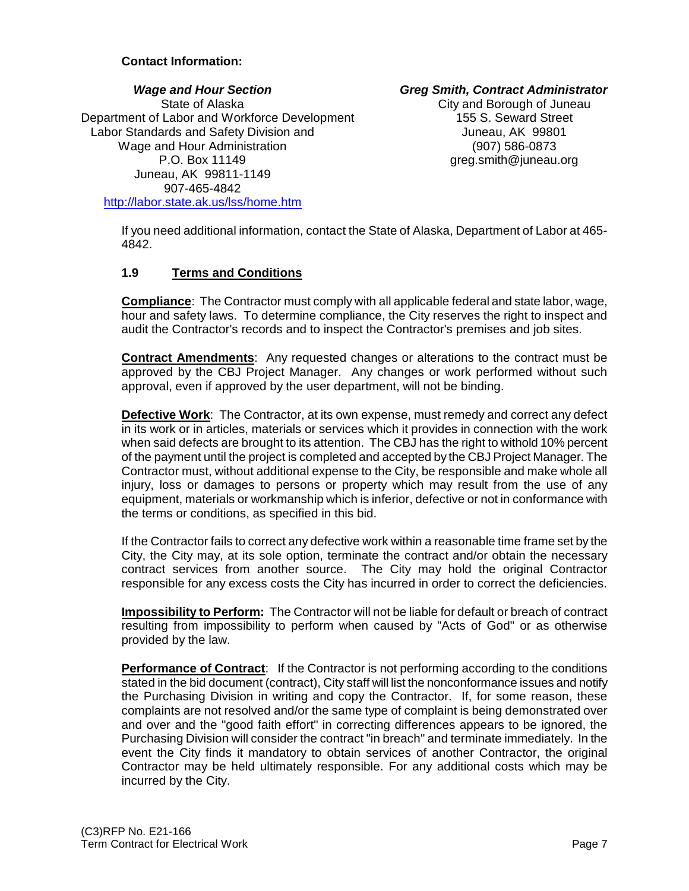**Contact Information:**

***Wage and Hour Section***
State of Alaska
Department of Labor and Workforce Development
Labor Standards and Safety Division and
Wage and Hour Administration
P.O. Box 11149
Juneau, AK 99811-1149
907-465-4842
http://labor.state.ak.us/lss/home.htm

***Greg Smith, Contract Administrator***
City and Borough of Juneau
155 S. Seward Street
Juneau, AK 99801
(907) 586-0873
greg.smith@juneau.org

If you need additional information, contact the State of Alaska, Department of Labor at 465-4842.

### 1.9 Terms and Conditions

**Compliance**: The Contractor must comply with all applicable federal and state labor, wage, hour and safety laws. To determine compliance, the City reserves the right to inspect and audit the Contractor's records and to inspect the Contractor's premises and job sites.

**Contract Amendments**: Any requested changes or alterations to the contract must be approved by the CBJ Project Manager. Any changes or work performed without such approval, even if approved by the user department, will not be binding.

**Defective Work**: The Contractor, at its own expense, must remedy and correct any defect in its work or in articles, materials or services which it provides in connection with the work when said defects are brought to its attention. The CBJ has the right to withold 10% percent of the payment until the project is completed and accepted by the CBJ Project Manager. The Contractor must, without additional expense to the City, be responsible and make whole all injury, loss or damages to persons or property which may result from the use of any equipment, materials or workmanship which is inferior, defective or not in conformance with the terms or conditions, as specified in this bid.

If the Contractor fails to correct any defective work within a reasonable time frame set by the City, the City may, at its sole option, terminate the contract and/or obtain the necessary contract services from another source. The City may hold the original Contractor responsible for any excess costs the City has incurred in order to correct the deficiencies.

**Impossibility to Perform:** The Contractor will not be liable for default or breach of contract resulting from impossibility to perform when caused by "Acts of God" or as otherwise provided by the law.

**Performance of Contract**: If the Contractor is not performing according to the conditions stated in the bid document (contract), City staff will list the nonconformance issues and notify the Purchasing Division in writing and copy the Contractor. If, for some reason, these complaints are not resolved and/or the same type of complaint is being demonstrated over and over and the "good faith effort" in correcting differences appears to be ignored, the Purchasing Division will consider the contract "in breach" and terminate immediately. In the event the City finds it mandatory to obtain services of another Contractor, the original Contractor may be held ultimately responsible. For any additional costs which may be incurred by the City.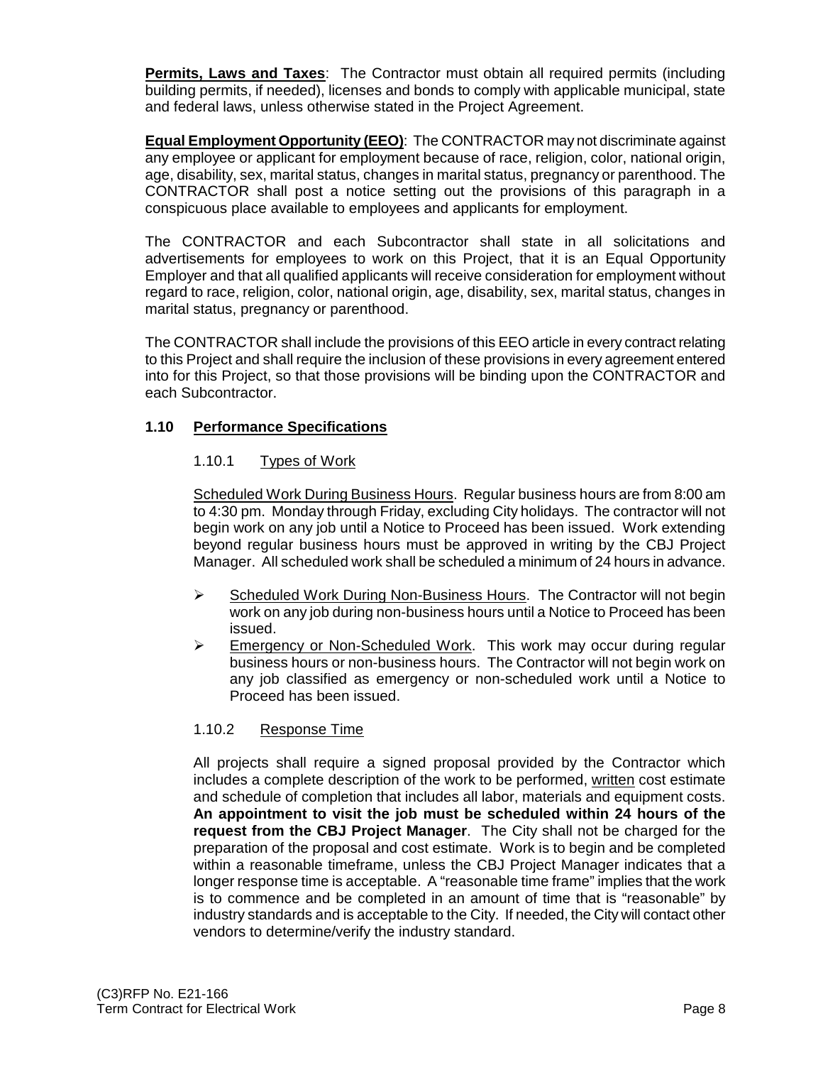**Permits, Laws and Taxes**: The Contractor must obtain all required permits (including building permits, if needed), licenses and bonds to comply with applicable municipal, state and federal laws, unless otherwise stated in the Project Agreement.

**Equal Employment Opportunity (EEO)**: The CONTRACTOR may not discriminate against any employee or applicant for employment because of race, religion, color, national origin, age, disability, sex, marital status, changes in marital status, pregnancy or parenthood. The CONTRACTOR shall post a notice setting out the provisions of this paragraph in a conspicuous place available to employees and applicants for employment.

The CONTRACTOR and each Subcontractor shall state in all solicitations and advertisements for employees to work on this Project, that it is an Equal Opportunity Employer and that all qualified applicants will receive consideration for employment without regard to race, religion, color, national origin, age, disability, sex, marital status, changes in marital status, pregnancy or parenthood.

The CONTRACTOR shall include the provisions of this EEO article in every contract relating to this Project and shall require the inclusion of these provisions in every agreement entered into for this Project, so that those provisions will be binding upon the CONTRACTOR and each Subcontractor.

## 1.10 Performance Specifications

### 1.10.1 Types of Work

Scheduled Work During Business Hours. Regular business hours are from 8:00 am to 4:30 pm. Monday through Friday, excluding City holidays. The contractor will not begin work on any job until a Notice to Proceed has been issued. Work extending beyond regular business hours must be approved in writing by the CBJ Project Manager. All scheduled work shall be scheduled a minimum of 24 hours in advance.

- Scheduled Work During Non-Business Hours. The Contractor will not begin work on any job during non-business hours until a Notice to Proceed has been issued.
- Emergency or Non-Scheduled Work. This work may occur during regular business hours or non-business hours. The Contractor will not begin work on any job classified as emergency or non-scheduled work until a Notice to Proceed has been issued.

### 1.10.2 Response Time

All projects shall require a signed proposal provided by the Contractor which includes a complete description of the work to be performed, written cost estimate and schedule of completion that includes all labor, materials and equipment costs. **An appointment to visit the job must be scheduled within 24 hours of the request from the CBJ Project Manager**. The City shall not be charged for the preparation of the proposal and cost estimate. Work is to begin and be completed within a reasonable timeframe, unless the CBJ Project Manager indicates that a longer response time is acceptable. A "reasonable time frame" implies that the work is to commence and be completed in an amount of time that is "reasonable" by industry standards and is acceptable to the City. If needed, the City will contact other vendors to determine/verify the industry standard.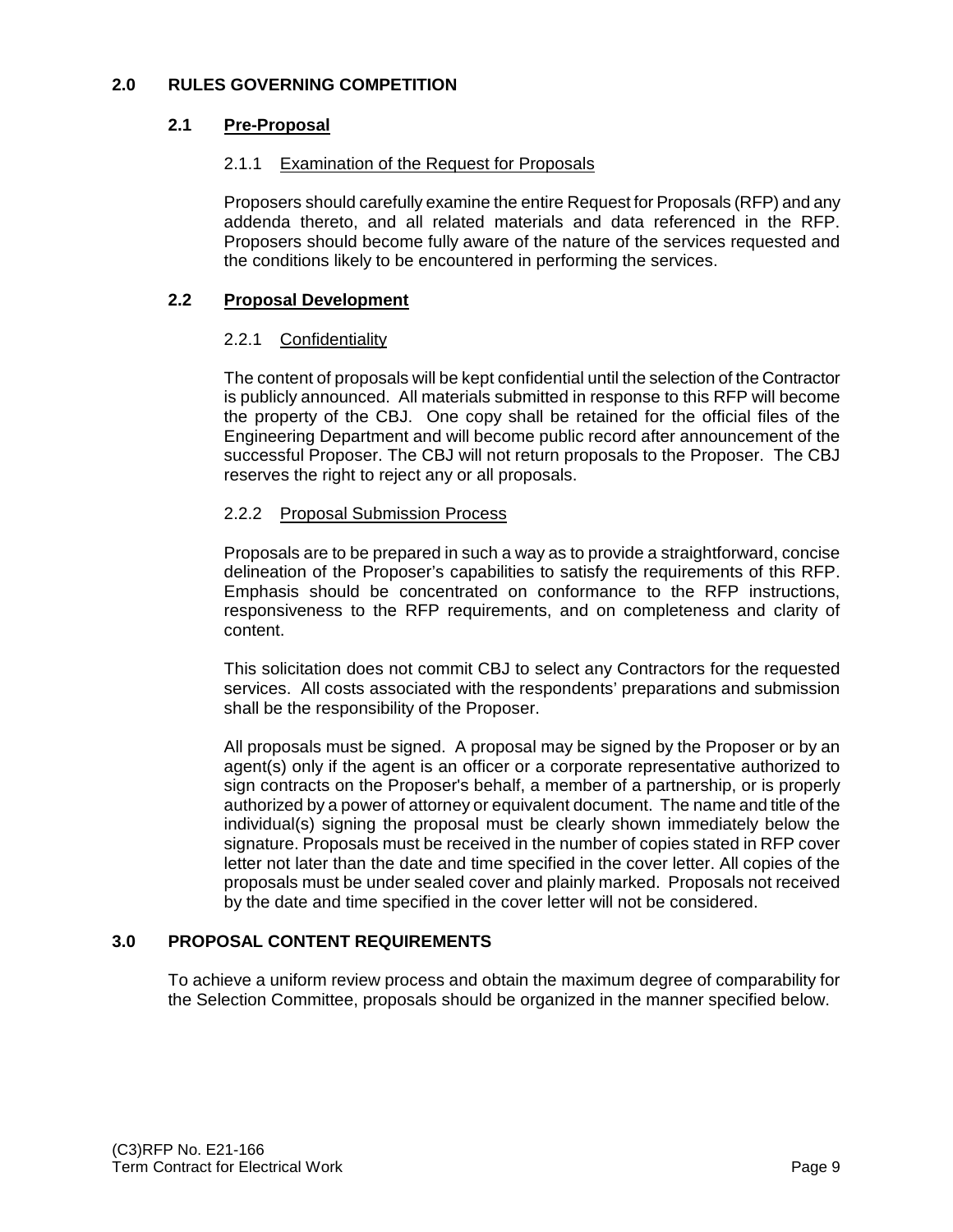## 2.0 RULES GOVERNING COMPETITION

### 2.1 Pre-Proposal

#### 2.1.1 Examination of the Request for Proposals

Proposers should carefully examine the entire Request for Proposals (RFP) and any addenda thereto, and all related materials and data referenced in the RFP. Proposers should become fully aware of the nature of the services requested and the conditions likely to be encountered in performing the services.

### 2.2 Proposal Development

#### 2.2.1 Confidentiality

The content of proposals will be kept confidential until the selection of the Contractor is publicly announced. All materials submitted in response to this RFP will become the property of the CBJ. One copy shall be retained for the official files of the Engineering Department and will become public record after announcement of the successful Proposer. The CBJ will not return proposals to the Proposer. The CBJ reserves the right to reject any or all proposals.

#### 2.2.2 Proposal Submission Process

Proposals are to be prepared in such a way as to provide a straightforward, concise delineation of the Proposer's capabilities to satisfy the requirements of this RFP. Emphasis should be concentrated on conformance to the RFP instructions, responsiveness to the RFP requirements, and on completeness and clarity of content.

This solicitation does not commit CBJ to select any Contractors for the requested services. All costs associated with the respondents' preparations and submission shall be the responsibility of the Proposer.

All proposals must be signed. A proposal may be signed by the Proposer or by an agent(s) only if the agent is an officer or a corporate representative authorized to sign contracts on the Proposer's behalf, a member of a partnership, or is properly authorized by a power of attorney or equivalent document. The name and title of the individual(s) signing the proposal must be clearly shown immediately below the signature. Proposals must be received in the number of copies stated in RFP cover letter not later than the date and time specified in the cover letter. All copies of the proposals must be under sealed cover and plainly marked. Proposals not received by the date and time specified in the cover letter will not be considered.

## 3.0 PROPOSAL CONTENT REQUIREMENTS

To achieve a uniform review process and obtain the maximum degree of comparability for the Selection Committee, proposals should be organized in the manner specified below.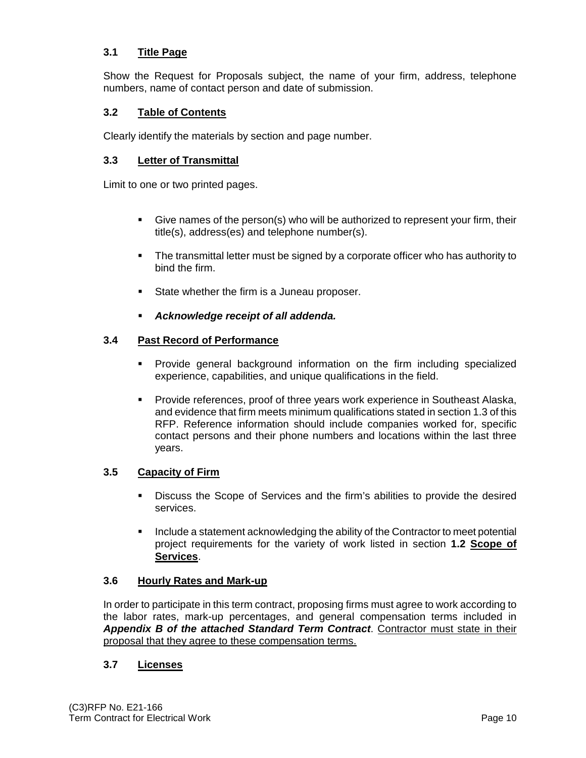### 3.1 Title Page

Show the Request for Proposals subject, the name of your firm, address, telephone numbers, name of contact person and date of submission.

### 3.2 Table of Contents

Clearly identify the materials by section and page number.

### 3.3 Letter of Transmittal

Limit to one or two printed pages.

- Give names of the person(s) who will be authorized to represent your firm, their title(s), address(es) and telephone number(s).
- The transmittal letter must be signed by a corporate officer who has authority to bind the firm.
- State whether the firm is a Juneau proposer.
- ***Acknowledge receipt of all addenda.***

### 3.4 Past Record of Performance

- Provide general background information on the firm including specialized experience, capabilities, and unique qualifications in the field.
- Provide references, proof of three years work experience in Southeast Alaska, and evidence that firm meets minimum qualifications stated in section 1.3 of this RFP. Reference information should include companies worked for, specific contact persons and their phone numbers and locations within the last three years.

### 3.5 Capacity of Firm

- Discuss the Scope of Services and the firm's abilities to provide the desired services.
- Include a statement acknowledging the ability of the Contractor to meet potential project requirements for the variety of work listed in section **1.2 Scope of Services**.

### 3.6 Hourly Rates and Mark-up

In order to participate in this term contract, proposing firms must agree to work according to the labor rates, mark-up percentages, and general compensation terms included in ***Appendix B of the attached Standard Term Contract***. Contractor must state in their proposal that they agree to these compensation terms.

### 3.7 Licenses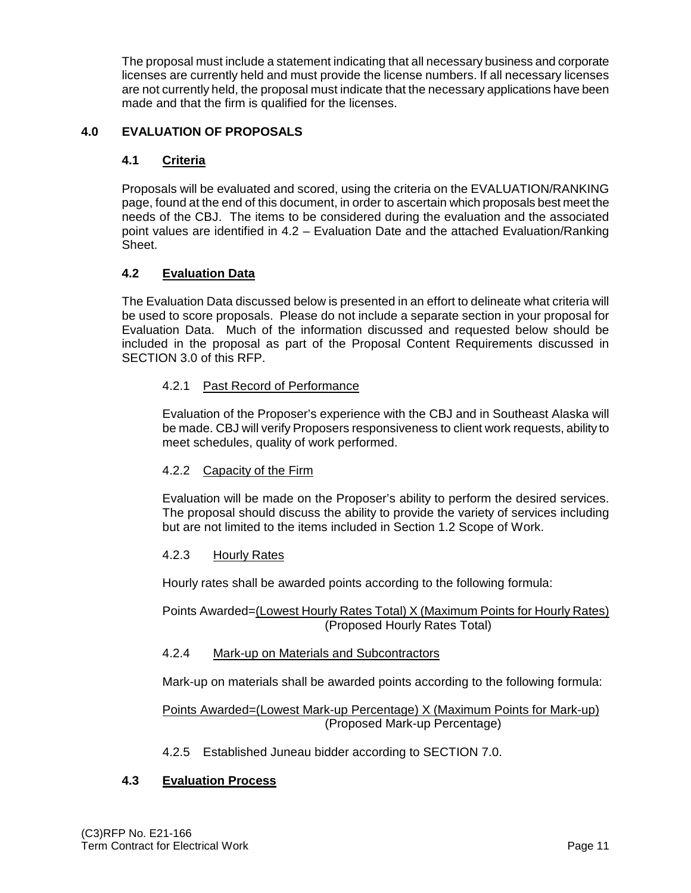The proposal must include a statement indicating that all necessary business and corporate licenses are currently held and must provide the license numbers. If all necessary licenses are not currently held, the proposal must indicate that the necessary applications have been made and that the firm is qualified for the licenses.

## 4.0 EVALUATION OF PROPOSALS

### 4.1 Criteria

Proposals will be evaluated and scored, using the criteria on the EVALUATION/RANKING page, found at the end of this document, in order to ascertain which proposals best meet the needs of the CBJ. The items to be considered during the evaluation and the associated point values are identified in 4.2 – Evaluation Date and the attached Evaluation/Ranking Sheet.

### 4.2 Evaluation Data

The Evaluation Data discussed below is presented in an effort to delineate what criteria will be used to score proposals. Please do not include a separate section in your proposal for Evaluation Data. Much of the information discussed and requested below should be included in the proposal as part of the Proposal Content Requirements discussed in SECTION 3.0 of this RFP.

#### 4.2.1 Past Record of Performance

Evaluation of the Proposer's experience with the CBJ and in Southeast Alaska will be made. CBJ will verify Proposers responsiveness to client work requests, ability to meet schedules, quality of work performed.

#### 4.2.2 Capacity of the Firm

Evaluation will be made on the Proposer's ability to perform the desired services. The proposal should discuss the ability to provide the variety of services including but are not limited to the items included in Section 1.2 Scope of Work.

#### 4.2.3 Hourly Rates

Hourly rates shall be awarded points according to the following formula:

$$\text{Points Awarded} = \frac{(\text{Lowest Hourly Rates Total}) \times (\text{Maximum Points for Hourly Rates})}{(\text{Proposed Hourly Rates Total})}$$

#### 4.2.4 Mark-up on Materials and Subcontractors

Mark-up on materials shall be awarded points according to the following formula:

$$\text{Points Awarded} = \frac{(\text{Lowest Mark-up Percentage}) \times (\text{Maximum Points for Mark-up})}{(\text{Proposed Mark-up Percentage})}$$

4.2.5 Established Juneau bidder according to SECTION 7.0.

### 4.3 Evaluation Process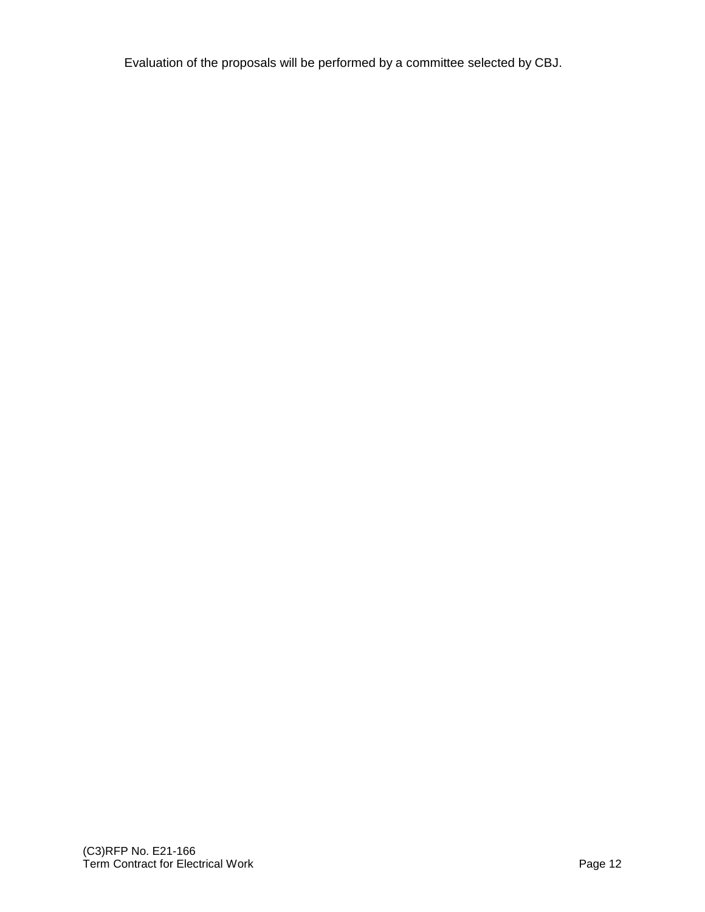Evaluation of the proposals will be performed by a committee selected by CBJ.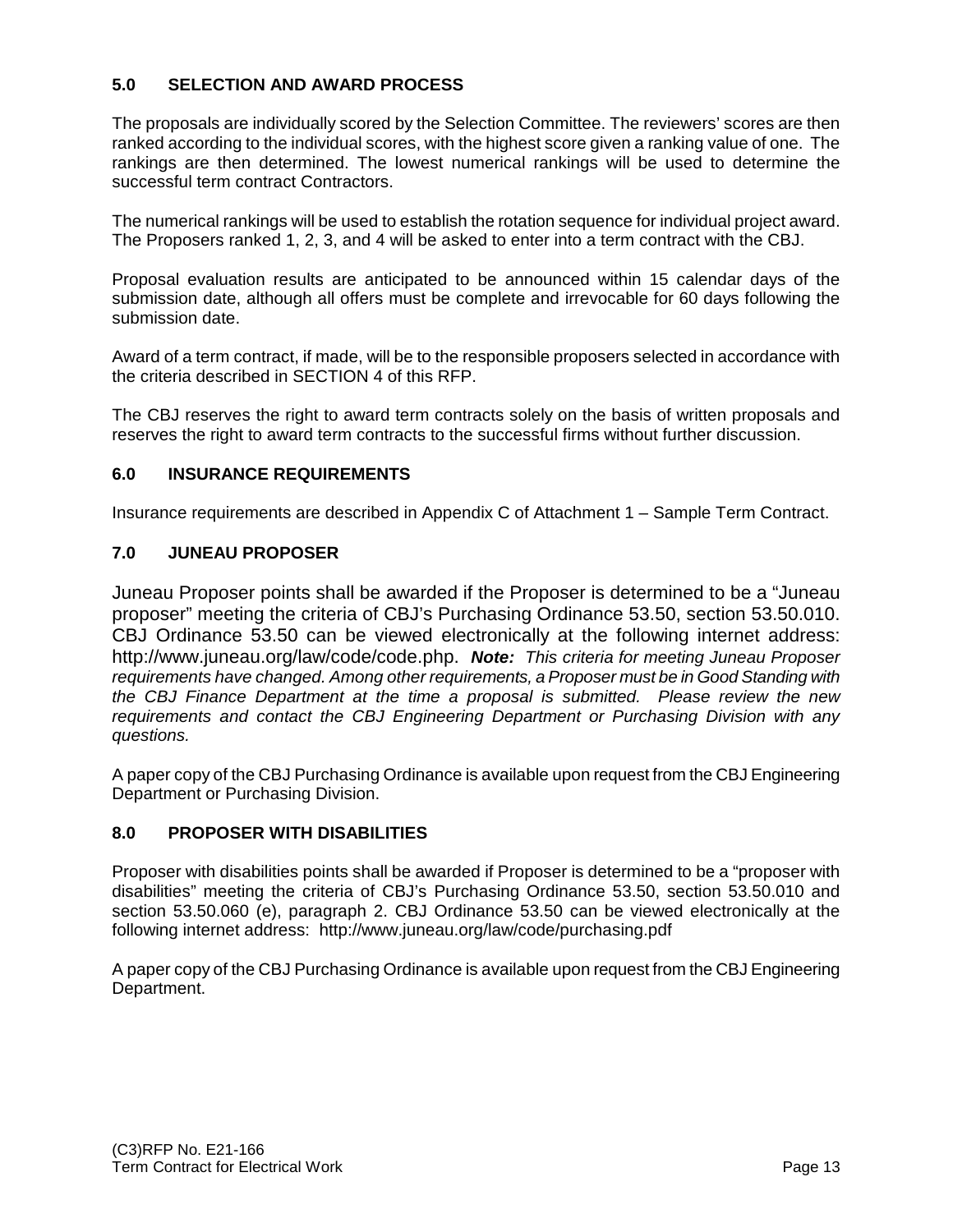## 5.0 SELECTION AND AWARD PROCESS

The proposals are individually scored by the Selection Committee. The reviewers' scores are then ranked according to the individual scores, with the highest score given a ranking value of one. The rankings are then determined. The lowest numerical rankings will be used to determine the successful term contract Contractors.

The numerical rankings will be used to establish the rotation sequence for individual project award. The Proposers ranked 1, 2, 3, and 4 will be asked to enter into a term contract with the CBJ.

Proposal evaluation results are anticipated to be announced within 15 calendar days of the submission date, although all offers must be complete and irrevocable for 60 days following the submission date.

Award of a term contract, if made, will be to the responsible proposers selected in accordance with the criteria described in SECTION 4 of this RFP.

The CBJ reserves the right to award term contracts solely on the basis of written proposals and reserves the right to award term contracts to the successful firms without further discussion.

## 6.0 INSURANCE REQUIREMENTS

Insurance requirements are described in Appendix C of Attachment 1 – Sample Term Contract.

## 7.0 JUNEAU PROPOSER

Juneau Proposer points shall be awarded if the Proposer is determined to be a "Juneau proposer" meeting the criteria of CBJ's Purchasing Ordinance 53.50, section 53.50.010. CBJ Ordinance 53.50 can be viewed electronically at the following internet address: http://www.juneau.org/law/code/code.php. ***Note:*** *This criteria for meeting Juneau Proposer requirements have changed. Among other requirements, a Proposer must be in Good Standing with the CBJ Finance Department at the time a proposal is submitted. Please review the new requirements and contact the CBJ Engineering Department or Purchasing Division with any questions.*

A paper copy of the CBJ Purchasing Ordinance is available upon request from the CBJ Engineering Department or Purchasing Division.

## 8.0 PROPOSER WITH DISABILITIES

Proposer with disabilities points shall be awarded if Proposer is determined to be a "proposer with disabilities" meeting the criteria of CBJ's Purchasing Ordinance 53.50, section 53.50.010 and section 53.50.060 (e), paragraph 2. CBJ Ordinance 53.50 can be viewed electronically at the following internet address: http://www.juneau.org/law/code/purchasing.pdf

A paper copy of the CBJ Purchasing Ordinance is available upon request from the CBJ Engineering Department.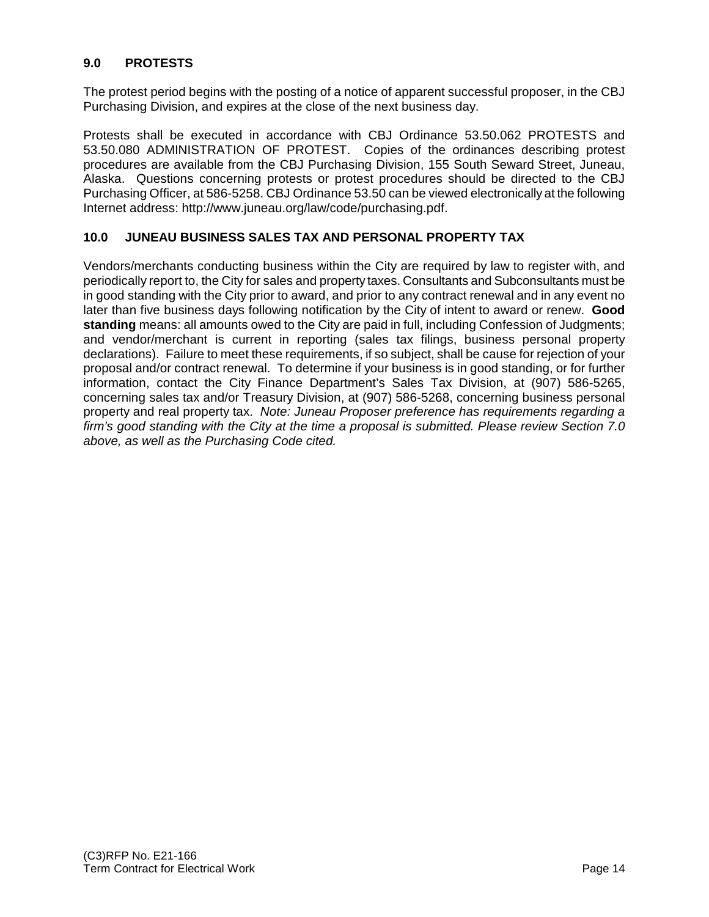## 9.0 PROTESTS

The protest period begins with the posting of a notice of apparent successful proposer, in the CBJ Purchasing Division, and expires at the close of the next business day.

Protests shall be executed in accordance with CBJ Ordinance 53.50.062 PROTESTS and 53.50.080 ADMINISTRATION OF PROTEST. Copies of the ordinances describing protest procedures are available from the CBJ Purchasing Division, 155 South Seward Street, Juneau, Alaska. Questions concerning protests or protest procedures should be directed to the CBJ Purchasing Officer, at 586-5258. CBJ Ordinance 53.50 can be viewed electronically at the following Internet address: http://www.juneau.org/law/code/purchasing.pdf.

## 10.0 JUNEAU BUSINESS SALES TAX AND PERSONAL PROPERTY TAX

Vendors/merchants conducting business within the City are required by law to register with, and periodically report to, the City for sales and property taxes. Consultants and Subconsultants must be in good standing with the City prior to award, and prior to any contract renewal and in any event no later than five business days following notification by the City of intent to award or renew. **Good standing** means: all amounts owed to the City are paid in full, including Confession of Judgments; and vendor/merchant is current in reporting (sales tax filings, business personal property declarations). Failure to meet these requirements, if so subject, shall be cause for rejection of your proposal and/or contract renewal. To determine if your business is in good standing, or for further information, contact the City Finance Department's Sales Tax Division, at (907) 586-5265, concerning sales tax and/or Treasury Division, at (907) 586-5268, concerning business personal property and real property tax. *Note: Juneau Proposer preference has requirements regarding a firm's good standing with the City at the time a proposal is submitted. Please review Section 7.0 above, as well as the Purchasing Code cited.*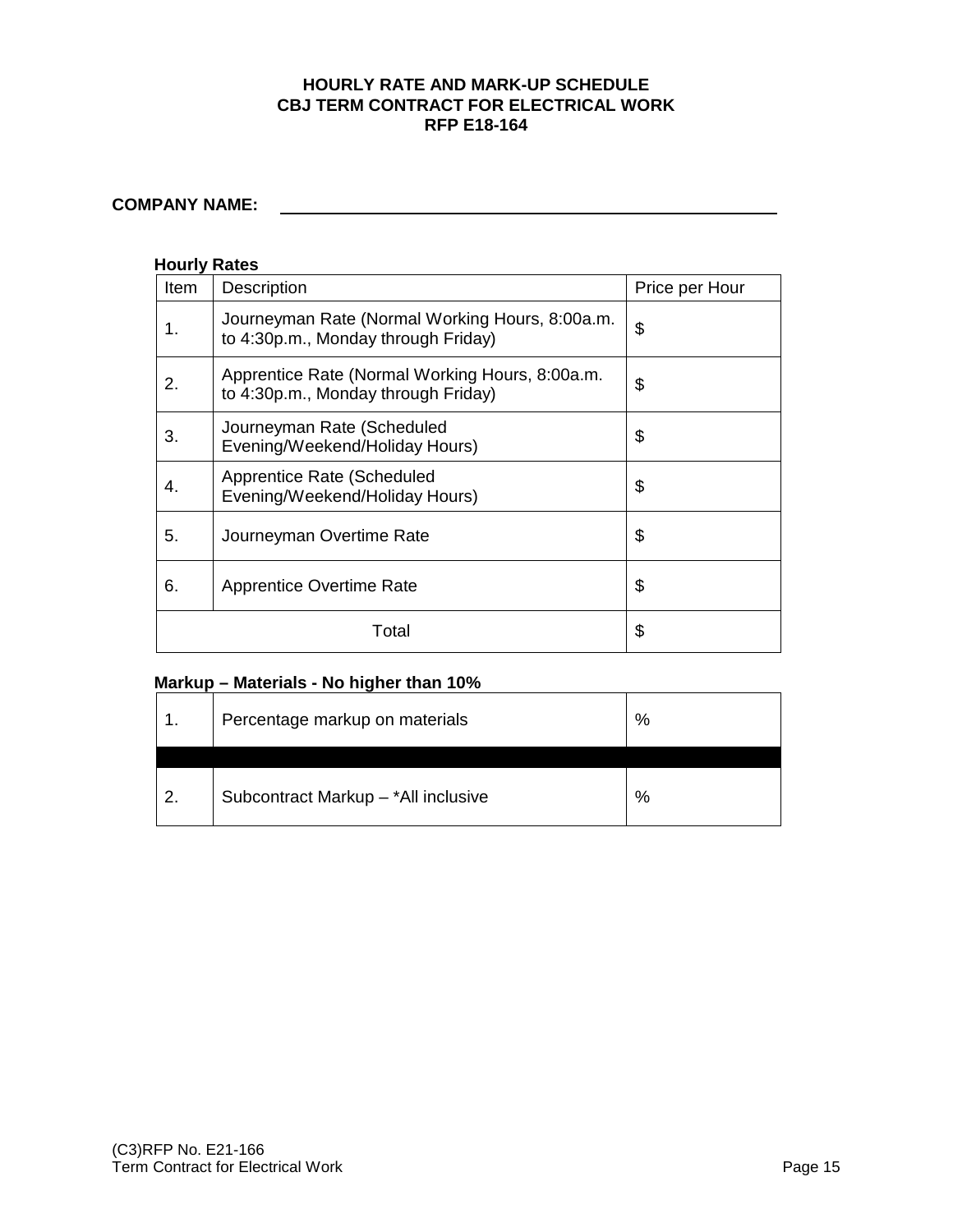**HOURLY RATE AND MARK-UP SCHEDULE**
**CBJ TERM CONTRACT FOR ELECTRICAL WORK**
**RFP E18-164**

**COMPANY NAME:** ____________________________________________

**Hourly Rates**

| Item | Description | Price per Hour |
|---|---|---|
| 1. | Journeyman Rate (Normal Working Hours, 8:00a.m. to 4:30p.m., Monday through Friday) | $ |
| 2. | Apprentice Rate (Normal Working Hours, 8:00a.m. to 4:30p.m., Monday through Friday) | $ |
| 3. | Journeyman Rate (Scheduled Evening/Weekend/Holiday Hours) | $ |
| 4. | Apprentice Rate (Scheduled Evening/Weekend/Holiday Hours) | $ |
| 5. | Journeyman Overtime Rate | $ |
| 6. | Apprentice Overtime Rate | $ |
| | Total | $ |

**Markup – Materials - No higher than 10%**

| | | |
|---|---|---|
| 1. | Percentage markup on materials | % |
| | | |
| 2. | Subcontract Markup – *All inclusive | % |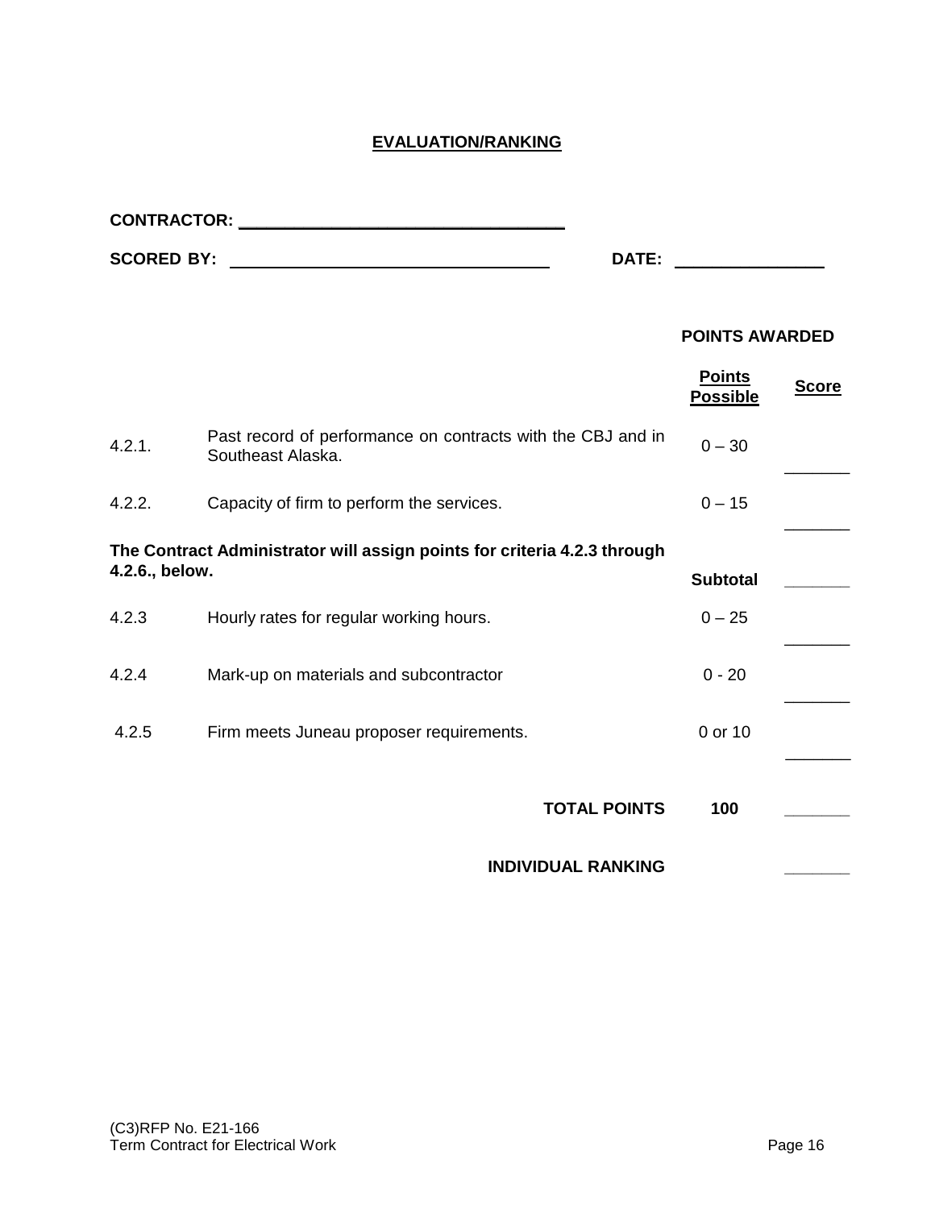# EVALUATION/RANKING

**CONTRACTOR:** ____________________________________

**SCORED BY:** ____________________________________ **DATE:** ________________

**POINTS AWARDED**

| | | Points Possible | Score |
|---|---|---|---|
| 4.2.1. | Past record of performance on contracts with the CBJ and in Southeast Alaska. | 0 – 30 | _______ |
| 4.2.2. | Capacity of firm to perform the services. | 0 – 15 | _______ |
| **The Contract Administrator will assign points for criteria 4.2.3 through 4.2.6., below.** | | **Subtotal** | _______ |
| 4.2.3 | Hourly rates for regular working hours. | 0 – 25 | _______ |
| 4.2.4 | Mark-up on materials and subcontractor | 0 - 20 | _______ |
| 4.2.5 | Firm meets Juneau proposer requirements. | 0 or 10 | _______ |
| | **TOTAL POINTS** | **100** | _______ |
| | **INDIVIDUAL RANKING** | | _______ |

(C3)RFP No. E21-166
Term Contract for Electrical Work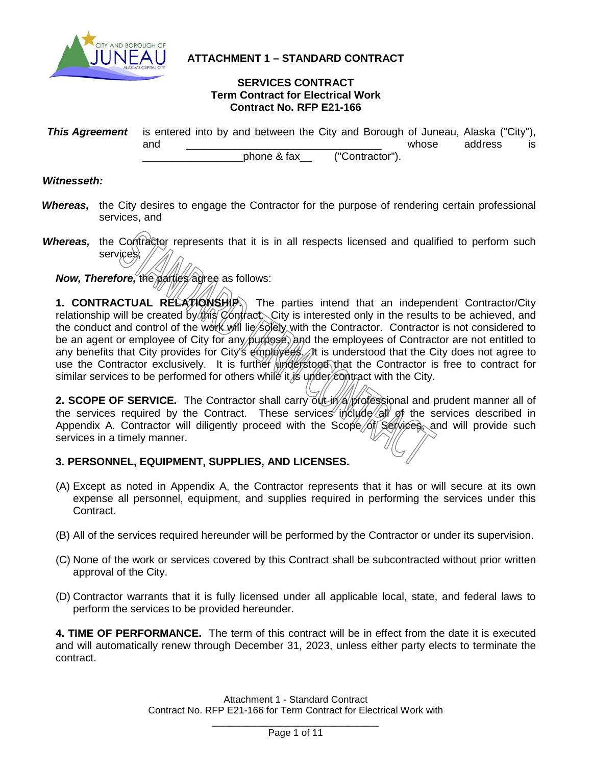# ATTACHMENT 1 – STANDARD CONTRACT

## SERVICES CONTRACT
## Term Contract for Electrical Work
## Contract No. RFP E21-166

***This Agreement*** is entered into by and between the City and Borough of Juneau, Alaska ("City"), and ________________________________ whose address is _________________phone & fax__ ("Contractor").

***Witnesseth:***

***Whereas,*** the City desires to engage the Contractor for the purpose of rendering certain professional services, and

***Whereas,*** the Contractor represents that it is in all respects licensed and qualified to perform such services;

***Now, Therefore,*** the parties agree as follows:

**1. CONTRACTUAL RELATIONSHIP.** The parties intend that an independent Contractor/City relationship will be created by this Contract. City is interested only in the results to be achieved, and the conduct and control of the work will lie solely with the Contractor. Contractor is not considered to be an agent or employee of City for any purpose, and the employees of Contractor are not entitled to any benefits that City provides for City's employees. It is understood that the City does not agree to use the Contractor exclusively. It is further understood that the Contractor is free to contract for similar services to be performed for others while it is under contract with the City.

**2. SCOPE OF SERVICE.** The Contractor shall carry out in a professional and prudent manner all of the services required by the Contract. These services include all of the services described in Appendix A. Contractor will diligently proceed with the Scope of Services, and will provide such services in a timely manner.

**3. PERSONNEL, EQUIPMENT, SUPPLIES, AND LICENSES.**

(A) Except as noted in Appendix A, the Contractor represents that it has or will secure at its own expense all personnel, equipment, and supplies required in performing the services under this Contract.

(B) All of the services required hereunder will be performed by the Contractor or under its supervision.

(C) None of the work or services covered by this Contract shall be subcontracted without prior written approval of the City.

(D) Contractor warrants that it is fully licensed under all applicable local, state, and federal laws to perform the services to be provided hereunder.

**4. TIME OF PERFORMANCE.** The term of this contract will be in effect from the date it is executed and will automatically renew through December 31, 2023, unless either party elects to terminate the contract.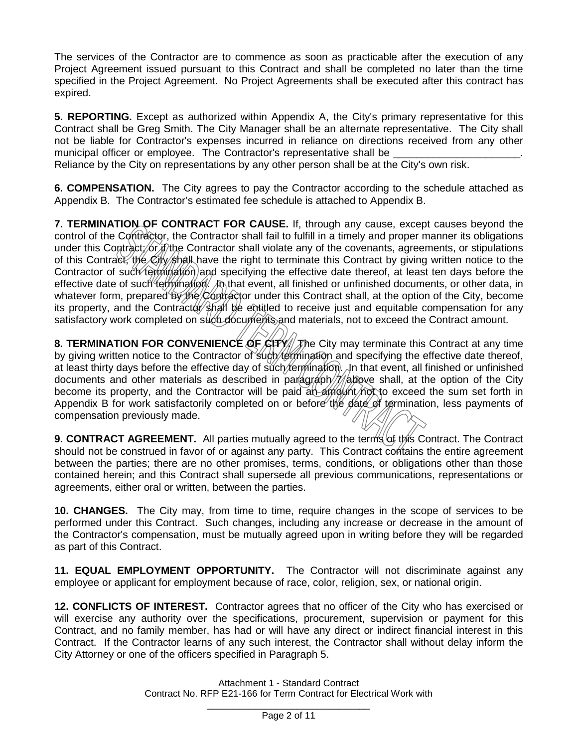The services of the Contractor are to commence as soon as practicable after the execution of any Project Agreement issued pursuant to this Contract and shall be completed no later than the time specified in the Project Agreement. No Project Agreements shall be executed after this contract has expired.

**5. REPORTING.** Except as authorized within Appendix A, the City's primary representative for this Contract shall be Greg Smith. The City Manager shall be an alternate representative. The City shall not be liable for Contractor's expenses incurred in reliance on directions received from any other municipal officer or employee. The Contractor's representative shall be ______________________. Reliance by the City on representations by any other person shall be at the City's own risk.

**6. COMPENSATION.** The City agrees to pay the Contractor according to the schedule attached as Appendix B. The Contractor's estimated fee schedule is attached to Appendix B.

**7. TERMINATION OF CONTRACT FOR CAUSE.** If, through any cause, except causes beyond the control of the Contractor, the Contractor shall fail to fulfill in a timely and proper manner its obligations under this Contract; or if the Contractor shall violate any of the covenants, agreements, or stipulations of this Contract, the City shall have the right to terminate this Contract by giving written notice to the Contractor of such termination and specifying the effective date thereof, at least ten days before the effective date of such termination. In that event, all finished or unfinished documents, or other data, in whatever form, prepared by the Contractor under this Contract shall, at the option of the City, become its property, and the Contractor shall be entitled to receive just and equitable compensation for any satisfactory work completed on such documents and materials, not to exceed the Contract amount.

**8. TERMINATION FOR CONVENIENCE OF CITY.** The City may terminate this Contract at any time by giving written notice to the Contractor of such termination and specifying the effective date thereof, at least thirty days before the effective day of such termination. In that event, all finished or unfinished documents and other materials as described in paragraph 7 above shall, at the option of the City become its property, and the Contractor will be paid an amount not to exceed the sum set forth in Appendix B for work satisfactorily completed on or before the date of termination, less payments of compensation previously made.

**9. CONTRACT AGREEMENT.** All parties mutually agreed to the terms of this Contract. The Contract should not be construed in favor of or against any party. This Contract contains the entire agreement between the parties; there are no other promises, terms, conditions, or obligations other than those contained herein; and this Contract shall supersede all previous communications, representations or agreements, either oral or written, between the parties.

**10. CHANGES.** The City may, from time to time, require changes in the scope of services to be performed under this Contract. Such changes, including any increase or decrease in the amount of the Contractor's compensation, must be mutually agreed upon in writing before they will be regarded as part of this Contract.

**11. EQUAL EMPLOYMENT OPPORTUNITY.** The Contractor will not discriminate against any employee or applicant for employment because of race, color, religion, sex, or national origin.

**12. CONFLICTS OF INTEREST.** Contractor agrees that no officer of the City who has exercised or will exercise any authority over the specifications, procurement, supervision or payment for this Contract, and no family member, has had or will have any direct or indirect financial interest in this Contract. If the Contractor learns of any such interest, the Contractor shall without delay inform the City Attorney or one of the officers specified in Paragraph 5.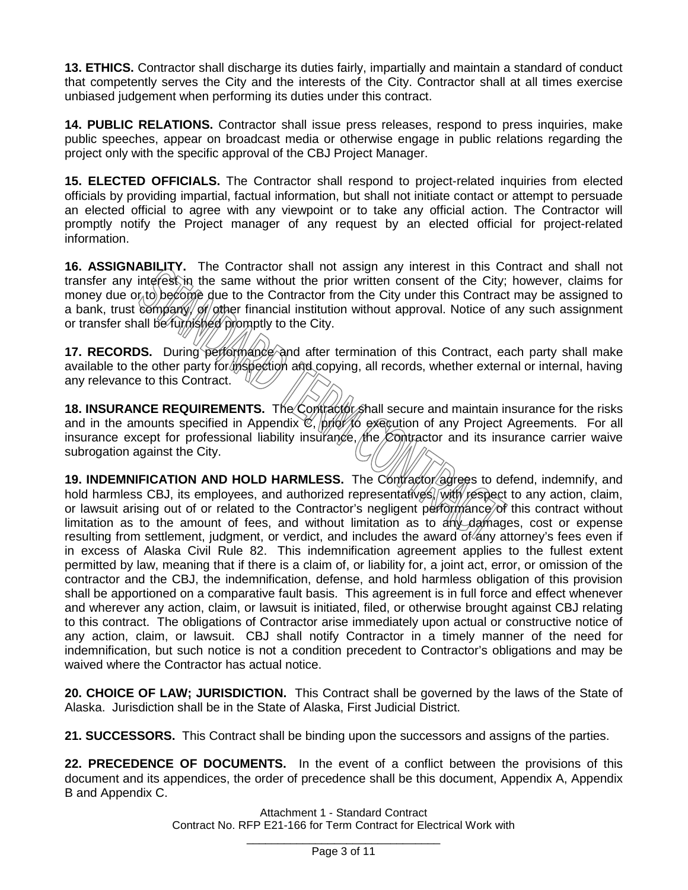**13. ETHICS.** Contractor shall discharge its duties fairly, impartially and maintain a standard of conduct that competently serves the City and the interests of the City. Contractor shall at all times exercise unbiased judgement when performing its duties under this contract.

**14. PUBLIC RELATIONS.** Contractor shall issue press releases, respond to press inquiries, make public speeches, appear on broadcast media or otherwise engage in public relations regarding the project only with the specific approval of the CBJ Project Manager.

**15. ELECTED OFFICIALS.** The Contractor shall respond to project-related inquiries from elected officials by providing impartial, factual information, but shall not initiate contact or attempt to persuade an elected official to agree with any viewpoint or to take any official action. The Contractor will promptly notify the Project manager of any request by an elected official for project-related information.

**16. ASSIGNABILITY.** The Contractor shall not assign any interest in this Contract and shall not transfer any interest in the same without the prior written consent of the City; however, claims for money due or to become due to the Contractor from the City under this Contract may be assigned to a bank, trust company, or other financial institution without approval. Notice of any such assignment or transfer shall be furnished promptly to the City.

**17. RECORDS.** During performance and after termination of this Contract, each party shall make available to the other party for inspection and copying, all records, whether external or internal, having any relevance to this Contract.

**18. INSURANCE REQUIREMENTS.** The Contractor shall secure and maintain insurance for the risks and in the amounts specified in Appendix C, prior to execution of any Project Agreements. For all insurance except for professional liability insurance, the Contractor and its insurance carrier waive subrogation against the City.

**19. INDEMNIFICATION AND HOLD HARMLESS.** The Contractor agrees to defend, indemnify, and hold harmless CBJ, its employees, and authorized representatives, with respect to any action, claim, or lawsuit arising out of or related to the Contractor's negligent performance of this contract without limitation as to the amount of fees, and without limitation as to any damages, cost or expense resulting from settlement, judgment, or verdict, and includes the award of any attorney's fees even if in excess of Alaska Civil Rule 82. This indemnification agreement applies to the fullest extent permitted by law, meaning that if there is a claim of, or liability for, a joint act, error, or omission of the contractor and the CBJ, the indemnification, defense, and hold harmless obligation of this provision shall be apportioned on a comparative fault basis. This agreement is in full force and effect whenever and wherever any action, claim, or lawsuit is initiated, filed, or otherwise brought against CBJ relating to this contract. The obligations of Contractor arise immediately upon actual or constructive notice of any action, claim, or lawsuit. CBJ shall notify Contractor in a timely manner of the need for indemnification, but such notice is not a condition precedent to Contractor's obligations and may be waived where the Contractor has actual notice.

**20. CHOICE OF LAW; JURISDICTION.** This Contract shall be governed by the laws of the State of Alaska. Jurisdiction shall be in the State of Alaska, First Judicial District.

**21. SUCCESSORS.** This Contract shall be binding upon the successors and assigns of the parties.

**22. PRECEDENCE OF DOCUMENTS.** In the event of a conflict between the provisions of this document and its appendices, the order of precedence shall be this document, Appendix A, Appendix B and Appendix C.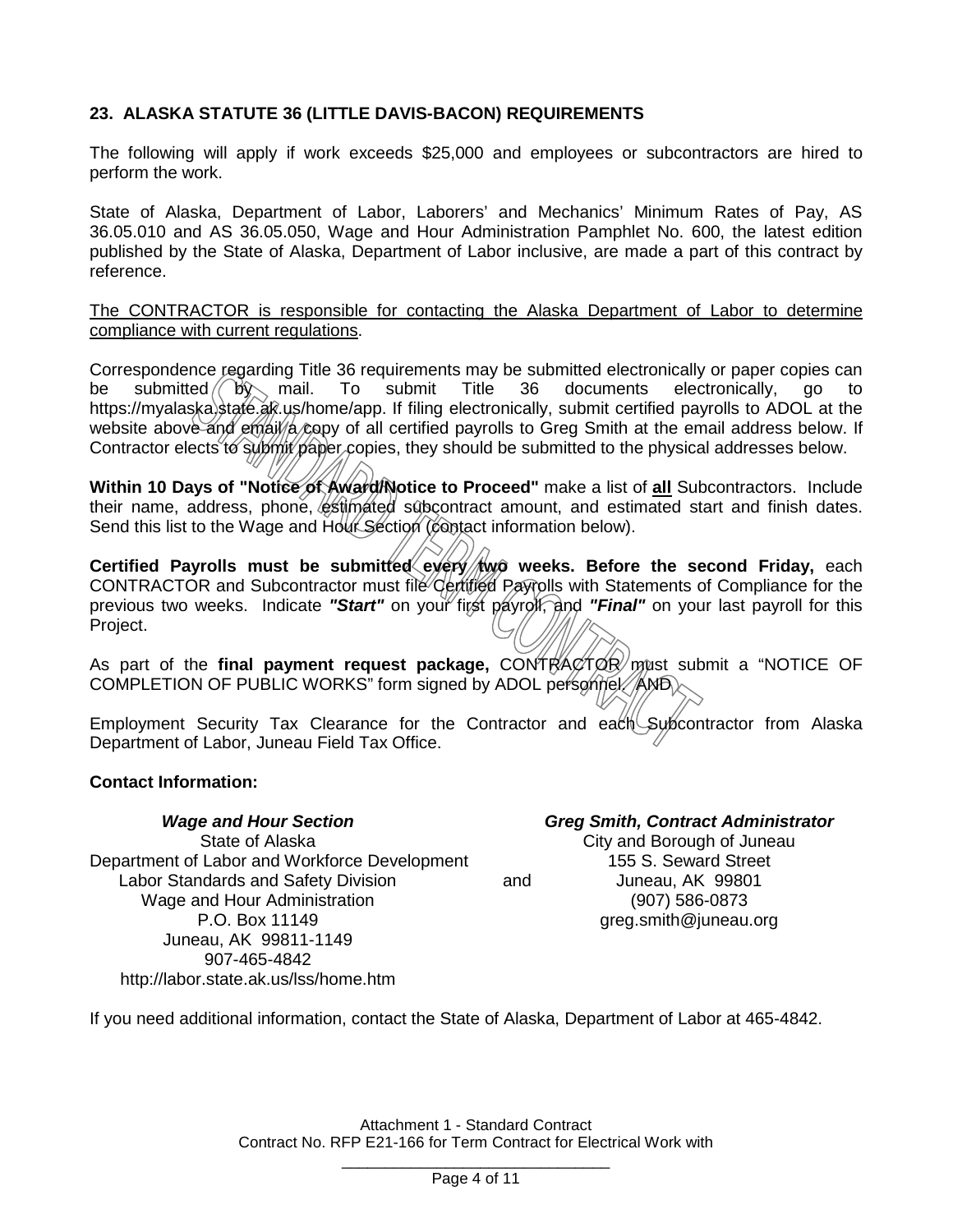## 23. ALASKA STATUTE 36 (LITTLE DAVIS-BACON) REQUIREMENTS

The following will apply if work exceeds $25,000 and employees or subcontractors are hired to perform the work.

State of Alaska, Department of Labor, Laborers' and Mechanics' Minimum Rates of Pay, AS 36.05.010 and AS 36.05.050, Wage and Hour Administration Pamphlet No. 600, the latest edition published by the State of Alaska, Department of Labor inclusive, are made a part of this contract by reference.

<u>The CONTRACTOR is responsible for contacting the Alaska Department of Labor to determine compliance with current regulations</u>.

Correspondence regarding Title 36 requirements may be submitted electronically or paper copies can be submitted by mail. To submit Title 36 documents electronically, go to https://myalaska.state.ak.us/home/app. If filing electronically, submit certified payrolls to ADOL at the website above and email a copy of all certified payrolls to Greg Smith at the email address below. If Contractor elects to submit paper copies, they should be submitted to the physical addresses below.

**Within 10 Days of "Notice of Award/Notice to Proceed"** make a list of **<u>all</u>** Subcontractors. Include their name, address, phone, estimated subcontract amount, and estimated start and finish dates. Send this list to the Wage and Hour Section (contact information below).

**Certified Payrolls must be submitted every two weeks. Before the second Friday,** each CONTRACTOR and Subcontractor must file Certified Payrolls with Statements of Compliance for the previous two weeks. Indicate ***"Start"*** on your first payroll, and ***"Final"*** on your last payroll for this Project.

As part of the **final payment request package,** CONTRACTOR must submit a "NOTICE OF COMPLETION OF PUBLIC WORKS" form signed by ADOL personnel. AND

Employment Security Tax Clearance for the Contractor and each Subcontractor from Alaska Department of Labor, Juneau Field Tax Office.

**Contact Information:**

***Wage and Hour Section***
State of Alaska
Department of Labor and Workforce Development
Labor Standards and Safety Division
Wage and Hour Administration
P.O. Box 11149
Juneau, AK 99811-1149
907-465-4842
http://labor.state.ak.us/lss/home.htm

and

***Greg Smith, Contract Administrator***
City and Borough of Juneau
155 S. Seward Street
Juneau, AK 99801
(907) 586-0873
greg.smith@juneau.org

If you need additional information, contact the State of Alaska, Department of Labor at 465-4842.

Attachment 1 - Standard Contract
Contract No. RFP E21-166 for Term Contract for Electrical Work with
_______________________________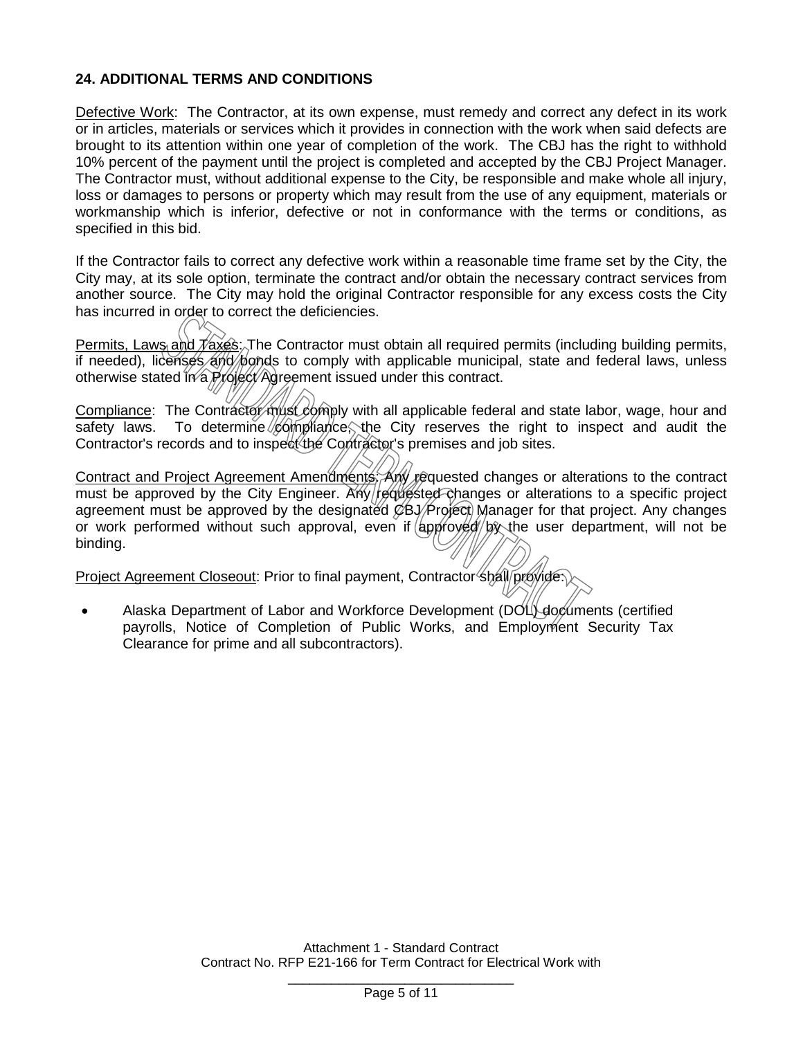## 24. ADDITIONAL TERMS AND CONDITIONS

Defective Work: The Contractor, at its own expense, must remedy and correct any defect in its work or in articles, materials or services which it provides in connection with the work when said defects are brought to its attention within one year of completion of the work. The CBJ has the right to withhold 10% percent of the payment until the project is completed and accepted by the CBJ Project Manager. The Contractor must, without additional expense to the City, be responsible and make whole all injury, loss or damages to persons or property which may result from the use of any equipment, materials or workmanship which is inferior, defective or not in conformance with the terms or conditions, as specified in this bid.

If the Contractor fails to correct any defective work within a reasonable time frame set by the City, the City may, at its sole option, terminate the contract and/or obtain the necessary contract services from another source. The City may hold the original Contractor responsible for any excess costs the City has incurred in order to correct the deficiencies.

Permits, Laws and Taxes: The Contractor must obtain all required permits (including building permits, if needed), licenses and bonds to comply with applicable municipal, state and federal laws, unless otherwise stated in a Project Agreement issued under this contract.

Compliance: The Contractor must comply with all applicable federal and state labor, wage, hour and safety laws. To determine compliance, the City reserves the right to inspect and audit the Contractor's records and to inspect the Contractor's premises and job sites.

Contract and Project Agreement Amendments: Any requested changes or alterations to the contract must be approved by the City Engineer. Any requested changes or alterations to a specific project agreement must be approved by the designated CBJ Project Manager for that project. Any changes or work performed without such approval, even if approved by the user department, will not be binding.

Project Agreement Closeout: Prior to final payment, Contractor shall provide:

- Alaska Department of Labor and Workforce Development (DOL) documents (certified payrolls, Notice of Completion of Public Works, and Employment Security Tax Clearance for prime and all subcontractors).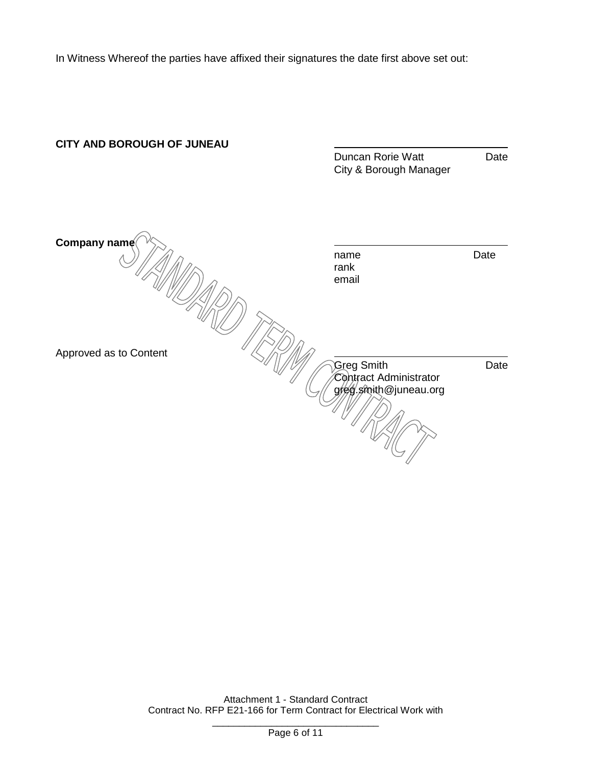In Witness Whereof the parties have affixed their signatures the date first above set out:

**CITY AND BOROUGH OF JUNEAU**

\_\_\_\_\_\_\_\_\_\_\_\_\_\_\_\_\_\_\_\_\_\_\_\_\_\_\_\_\_\_
Duncan Rorie Watt Date
City & Borough Manager

**Company name**

\_\_\_\_\_\_\_\_\_\_\_\_\_\_\_\_\_\_\_\_\_\_\_\_\_\_\_\_\_\_
name Date
rank
email

Approved as to Content

\_\_\_\_\_\_\_\_\_\_\_\_\_\_\_\_\_\_\_\_\_\_\_\_\_\_\_\_\_\_
Greg Smith Date
Contract Administrator
greg.smith@juneau.org

STANDARD TERM CONTRACT

Attachment 1 - Standard Contract
Contract No. RFP E21-166 for Term Contract for Electrical Work with
\_\_\_\_\_\_\_\_\_\_\_\_\_\_\_\_\_\_\_\_\_\_\_\_\_\_\_\_\_\_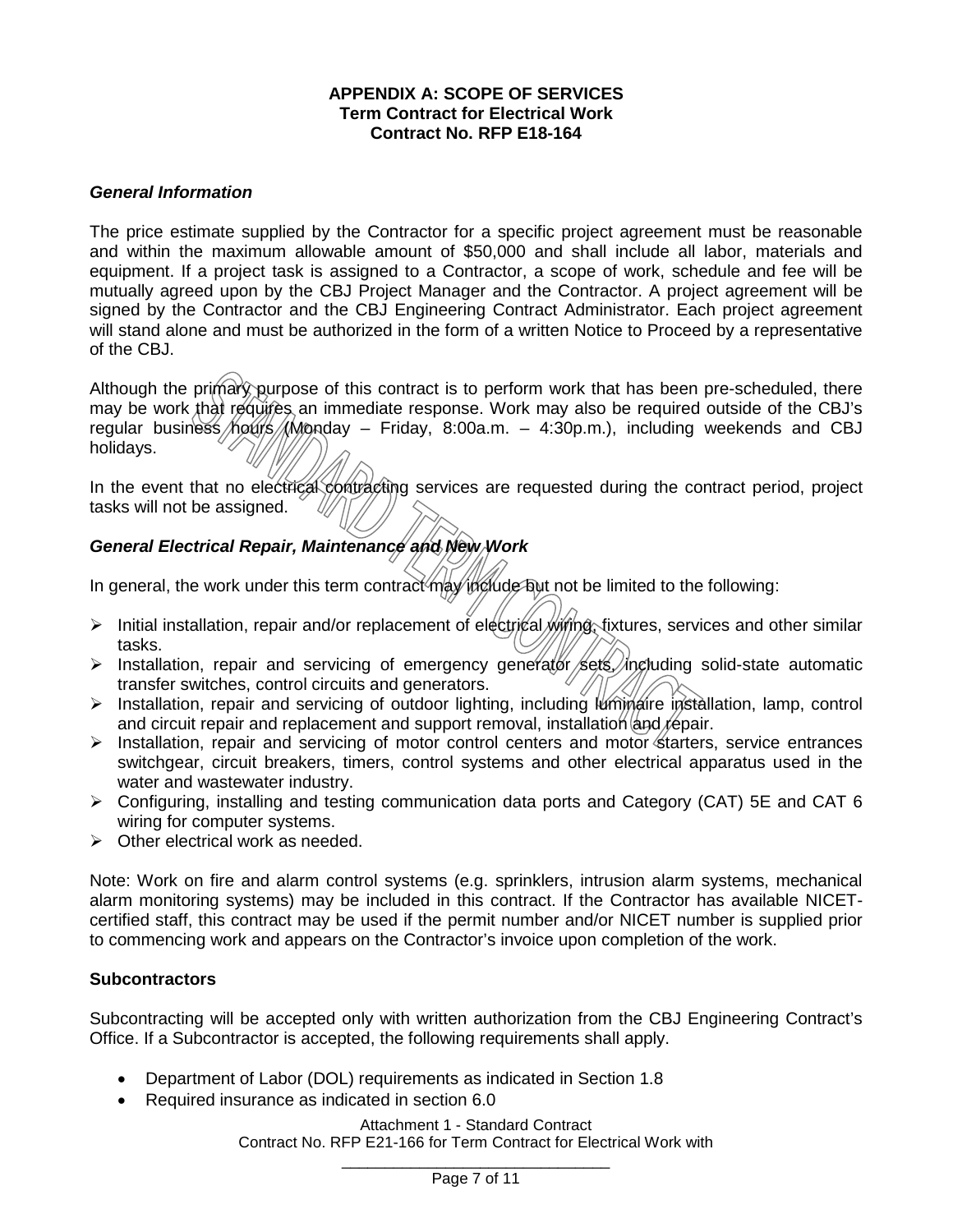**APPENDIX A: SCOPE OF SERVICES**
**Term Contract for Electrical Work**
**Contract No. RFP E18-164**

***General Information***

The price estimate supplied by the Contractor for a specific project agreement must be reasonable and within the maximum allowable amount of $50,000 and shall include all labor, materials and equipment. If a project task is assigned to a Contractor, a scope of work, schedule and fee will be mutually agreed upon by the CBJ Project Manager and the Contractor. A project agreement will be signed by the Contractor and the CBJ Engineering Contract Administrator. Each project agreement will stand alone and must be authorized in the form of a written Notice to Proceed by a representative of the CBJ.

Although the primary purpose of this contract is to perform work that has been pre-scheduled, there may be work that requires an immediate response. Work may also be required outside of the CBJ's regular business hours (Monday – Friday, 8:00a.m. – 4:30p.m.), including weekends and CBJ holidays.

In the event that no electrical contracting services are requested during the contract period, project tasks will not be assigned.

***General Electrical Repair, Maintenance and New Work***

In general, the work under this term contract may include but not be limited to the following:

- Initial installation, repair and/or replacement of electrical wiring, fixtures, services and other similar tasks.
- Installation, repair and servicing of emergency generator sets, including solid-state automatic transfer switches, control circuits and generators.
- Installation, repair and servicing of outdoor lighting, including luminaire installation, lamp, control and circuit repair and replacement and support removal, installation and repair.
- Installation, repair and servicing of motor control centers and motor starters, service entrances switchgear, circuit breakers, timers, control systems and other electrical apparatus used in the water and wastewater industry.
- Configuring, installing and testing communication data ports and Category (CAT) 5E and CAT 6 wiring for computer systems.
- Other electrical work as needed.

Note: Work on fire and alarm control systems (e.g. sprinklers, intrusion alarm systems, mechanical alarm monitoring systems) may be included in this contract. If the Contractor has available NICET-certified staff, this contract may be used if the permit number and/or NICET number is supplied prior to commencing work and appears on the Contractor's invoice upon completion of the work.

**Subcontractors**

Subcontracting will be accepted only with written authorization from the CBJ Engineering Contract's Office. If a Subcontractor is accepted, the following requirements shall apply.

- Department of Labor (DOL) requirements as indicated in Section 1.8
- Required insurance as indicated in section 6.0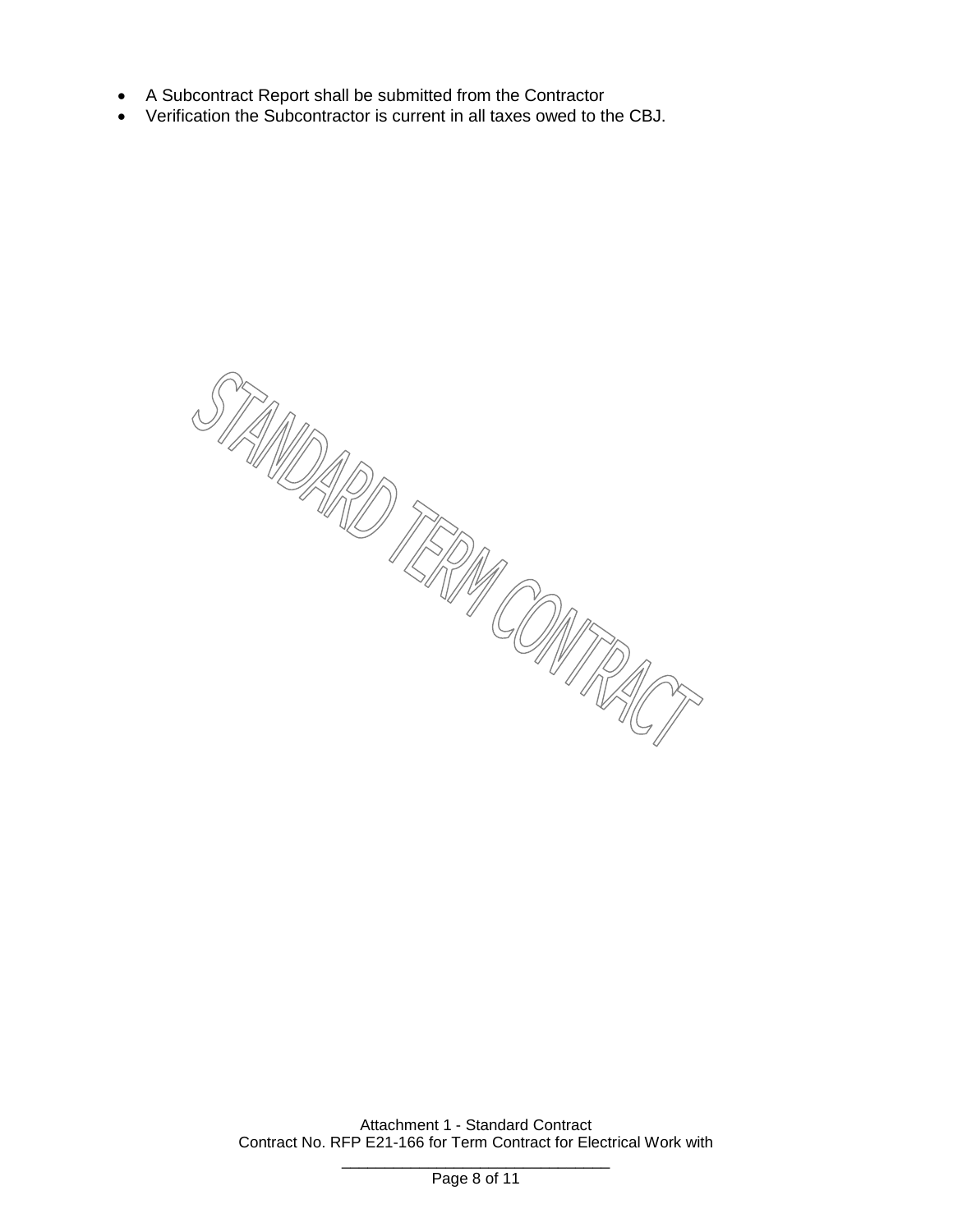- A Subcontract Report shall be submitted from the Contractor
- Verification the Subcontractor is current in all taxes owed to the CBJ.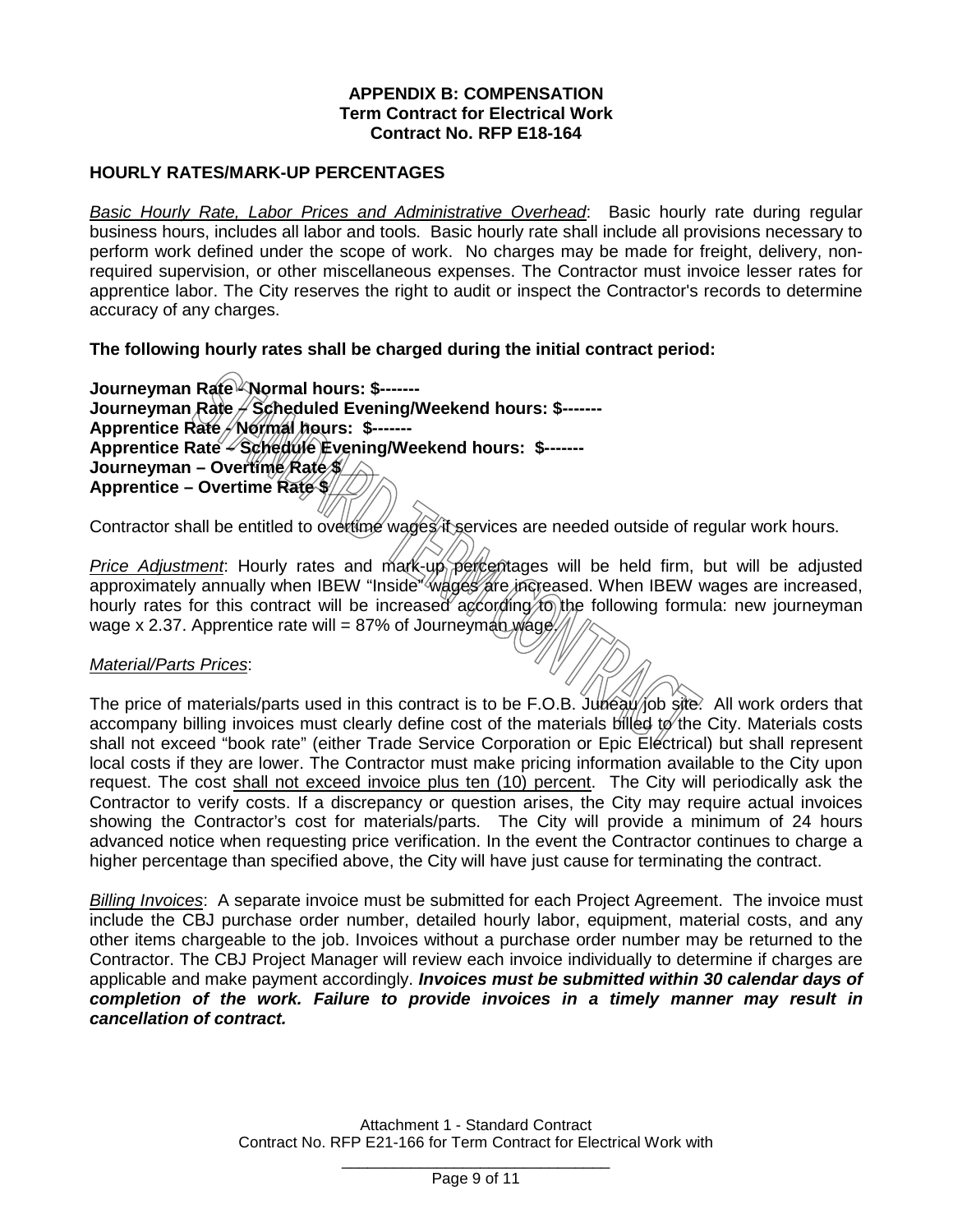**APPENDIX B: COMPENSATION**
**Term Contract for Electrical Work**
**Contract No. RFP E18-164**

## HOURLY RATES/MARK-UP PERCENTAGES

*Basic Hourly Rate, Labor Prices and Administrative Overhead*: Basic hourly rate during regular business hours, includes all labor and tools. Basic hourly rate shall include all provisions necessary to perform work defined under the scope of work. No charges may be made for freight, delivery, non-required supervision, or other miscellaneous expenses. The Contractor must invoice lesser rates for apprentice labor. The City reserves the right to audit or inspect the Contractor's records to determine accuracy of any charges.

**The following hourly rates shall be charged during the initial contract period:**

**Journeyman Rate - Normal hours: $-------**
**Journeyman Rate – Scheduled Evening/Weekend hours: $-------**
**Apprentice Rate - Normal hours: $-------**
**Apprentice Rate – Schedule Evening/Weekend hours: $-------**
**Journeyman – Overtime Rate $**
**Apprentice – Overtime Rate $**

Contractor shall be entitled to overtime wages if services are needed outside of regular work hours.

*Price Adjustment*: Hourly rates and mark-up percentages will be held firm, but will be adjusted approximately annually when IBEW "Inside" wages are increased. When IBEW wages are increased, hourly rates for this contract will be increased according to the following formula: new journeyman wage x 2.37. Apprentice rate will = 87% of Journeyman wage.

*Material/Parts Prices*:

The price of materials/parts used in this contract is to be F.O.B. Juneau job site. All work orders that accompany billing invoices must clearly define cost of the materials billed to the City. Materials costs shall not exceed "book rate" (either Trade Service Corporation or Epic Electrical) but shall represent local costs if they are lower. The Contractor must make pricing information available to the City upon request. The cost shall not exceed invoice plus ten (10) percent. The City will periodically ask the Contractor to verify costs. If a discrepancy or question arises, the City may require actual invoices showing the Contractor's cost for materials/parts. The City will provide a minimum of 24 hours advanced notice when requesting price verification. In the event the Contractor continues to charge a higher percentage than specified above, the City will have just cause for terminating the contract.

*Billing Invoices*: A separate invoice must be submitted for each Project Agreement. The invoice must include the CBJ purchase order number, detailed hourly labor, equipment, material costs, and any other items chargeable to the job. Invoices without a purchase order number may be returned to the Contractor. The CBJ Project Manager will review each invoice individually to determine if charges are applicable and make payment accordingly. ***Invoices must be submitted within 30 calendar days of completion of the work. Failure to provide invoices in a timely manner may result in cancellation of contract.***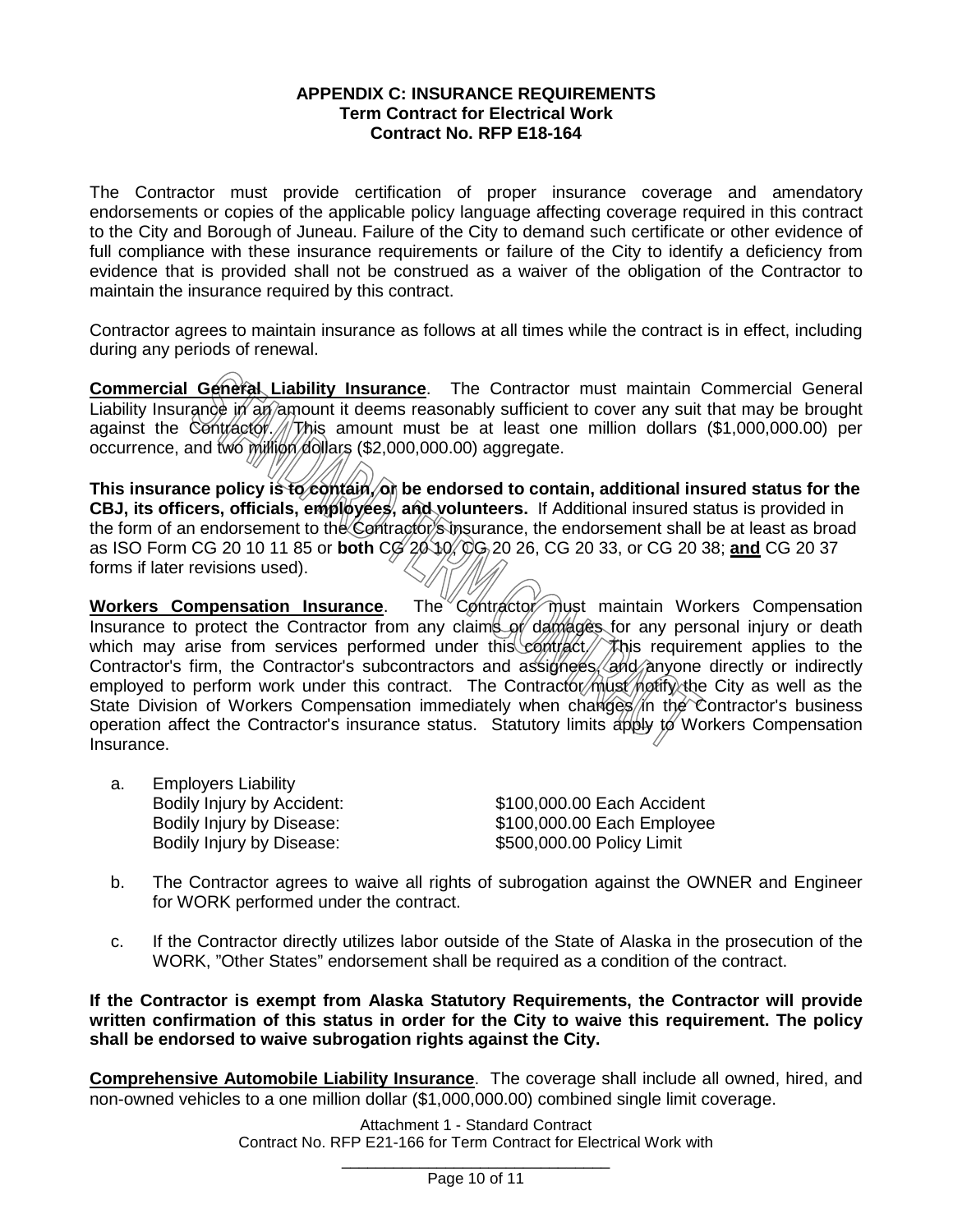**APPENDIX C: INSURANCE REQUIREMENTS**
**Term Contract for Electrical Work**
**Contract No. RFP E18-164**

The Contractor must provide certification of proper insurance coverage and amendatory endorsements or copies of the applicable policy language affecting coverage required in this contract to the City and Borough of Juneau. Failure of the City to demand such certificate or other evidence of full compliance with these insurance requirements or failure of the City to identify a deficiency from evidence that is provided shall not be construed as a waiver of the obligation of the Contractor to maintain the insurance required by this contract.

Contractor agrees to maintain insurance as follows at all times while the contract is in effect, including during any periods of renewal.

**Commercial General Liability Insurance**. The Contractor must maintain Commercial General Liability Insurance in an amount it deems reasonably sufficient to cover any suit that may be brought against the Contractor. This amount must be at least one million dollars ($1,000,000.00) per occurrence, and two million dollars ($2,000,000.00) aggregate.

**This insurance policy is to contain, or be endorsed to contain, additional insured status for the CBJ, its officers, officials, employees, and volunteers.** If Additional insured status is provided in the form of an endorsement to the Contractor's insurance, the endorsement shall be at least as broad as ISO Form CG 20 10 11 85 or **both** CG 20 10, CG 20 26, CG 20 33, or CG 20 38; **and** CG 20 37 forms if later revisions used).

**Workers Compensation Insurance**. The Contractor must maintain Workers Compensation Insurance to protect the Contractor from any claims or damages for any personal injury or death which may arise from services performed under this contract. This requirement applies to the Contractor's firm, the Contractor's subcontractors and assignees, and anyone directly or indirectly employed to perform work under this contract. The Contractor must notify the City as well as the State Division of Workers Compensation immediately when changes in the Contractor's business operation affect the Contractor's insurance status. Statutory limits apply to Workers Compensation Insurance.

a. Employers Liability

| | |
|---|---|
| Bodily Injury by Accident: | $100,000.00 Each Accident |
| Bodily Injury by Disease: | $100,000.00 Each Employee |
| Bodily Injury by Disease: | $500,000.00 Policy Limit |

b. The Contractor agrees to waive all rights of subrogation against the OWNER and Engineer for WORK performed under the contract.

c. If the Contractor directly utilizes labor outside of the State of Alaska in the prosecution of the WORK, "Other States" endorsement shall be required as a condition of the contract.

**If the Contractor is exempt from Alaska Statutory Requirements, the Contractor will provide written confirmation of this status in order for the City to waive this requirement. The policy shall be endorsed to waive subrogation rights against the City.**

**Comprehensive Automobile Liability Insurance**. The coverage shall include all owned, hired, and non-owned vehicles to a one million dollar ($1,000,000.00) combined single limit coverage.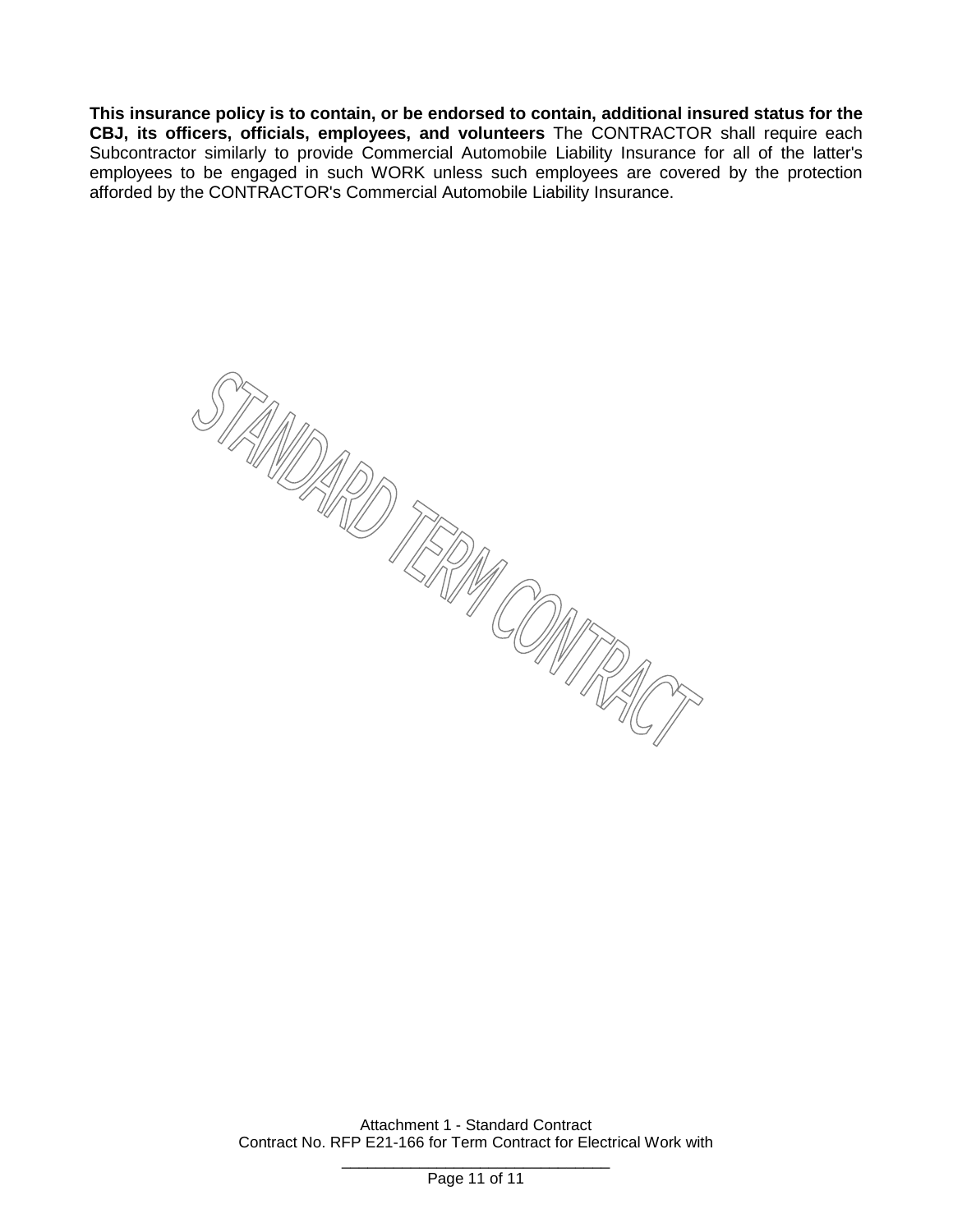**This insurance policy is to contain, or be endorsed to contain, additional insured status for the CBJ, its officers, officials, employees, and volunteers** The CONTRACTOR shall require each Subcontractor similarly to provide Commercial Automobile Liability Insurance for all of the latter's employees to be engaged in such WORK unless such employees are covered by the protection afforded by the CONTRACTOR's Commercial Automobile Liability Insurance.